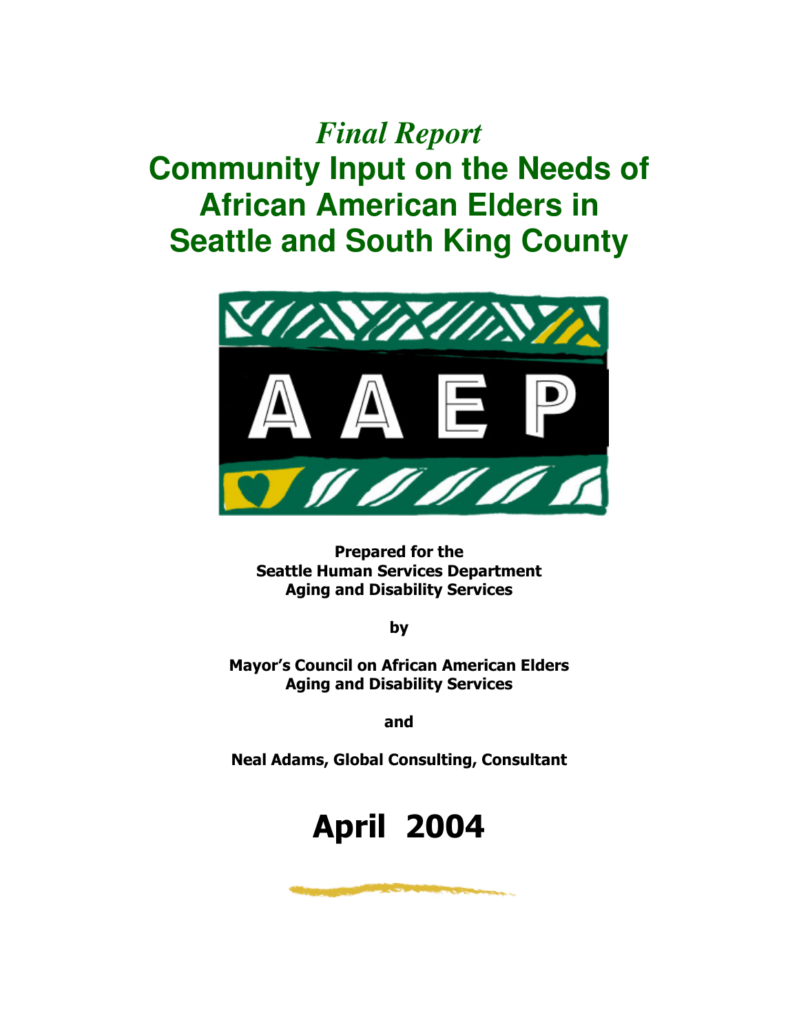*Final Report*

# Community Input on the Needs of African American Elders in Seattle and South King County

AAEP

**Prepared for the**
**Seattle Human Services Department**
**Aging and Disability Services**

**by**

**Mayor's Council on African American Elders**
**Aging and Disability Services**

**and**

**Neal Adams, Global Consulting, Consultant**

# April 2004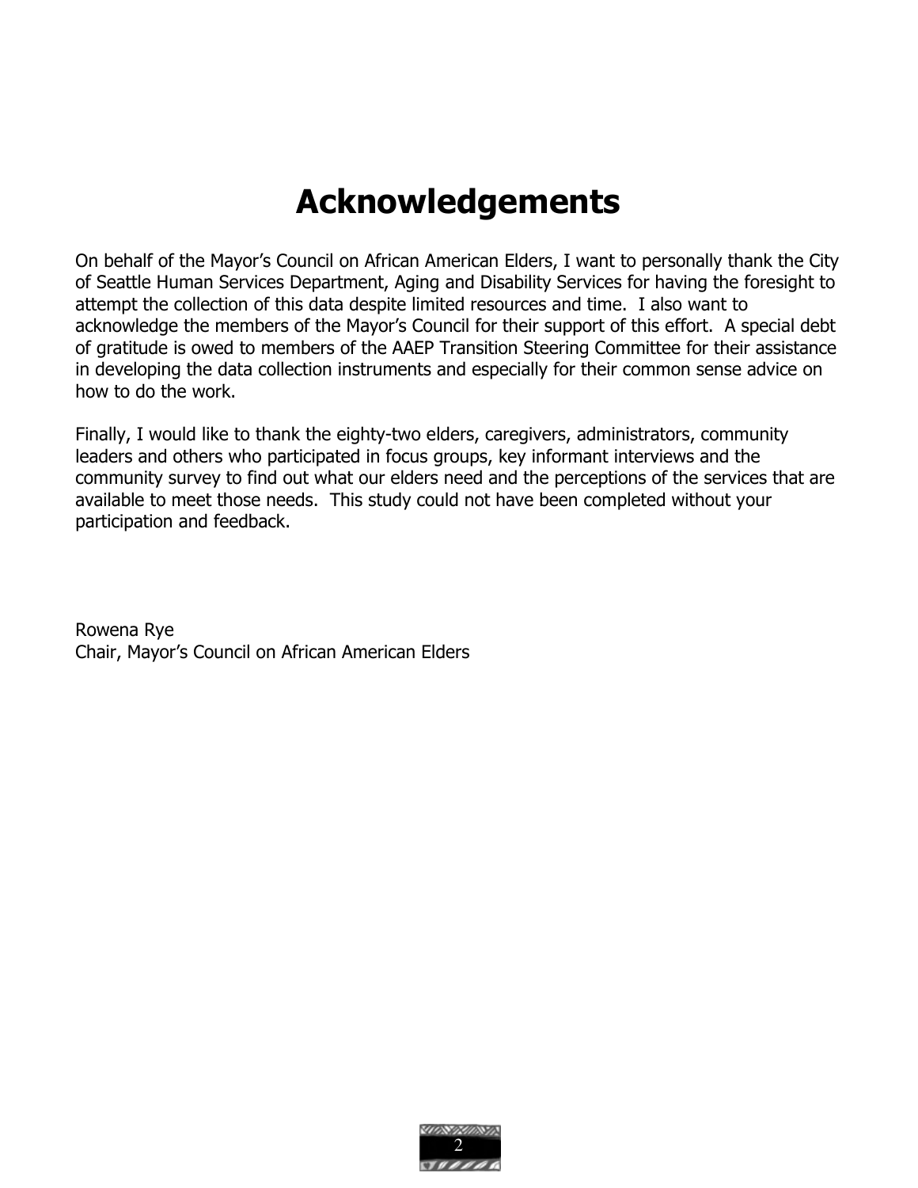# Acknowledgements

On behalf of the Mayor's Council on African American Elders, I want to personally thank the City of Seattle Human Services Department, Aging and Disability Services for having the foresight to attempt the collection of this data despite limited resources and time. I also want to acknowledge the members of the Mayor's Council for their support of this effort. A special debt of gratitude is owed to members of the AAEP Transition Steering Committee for their assistance in developing the data collection instruments and especially for their common sense advice on how to do the work.

Finally, I would like to thank the eighty-two elders, caregivers, administrators, community leaders and others who participated in focus groups, key informant interviews and the community survey to find out what our elders need and the perceptions of the services that are available to meet those needs. This study could not have been completed without your participation and feedback.

Rowena Rye
Chair, Mayor's Council on African American Elders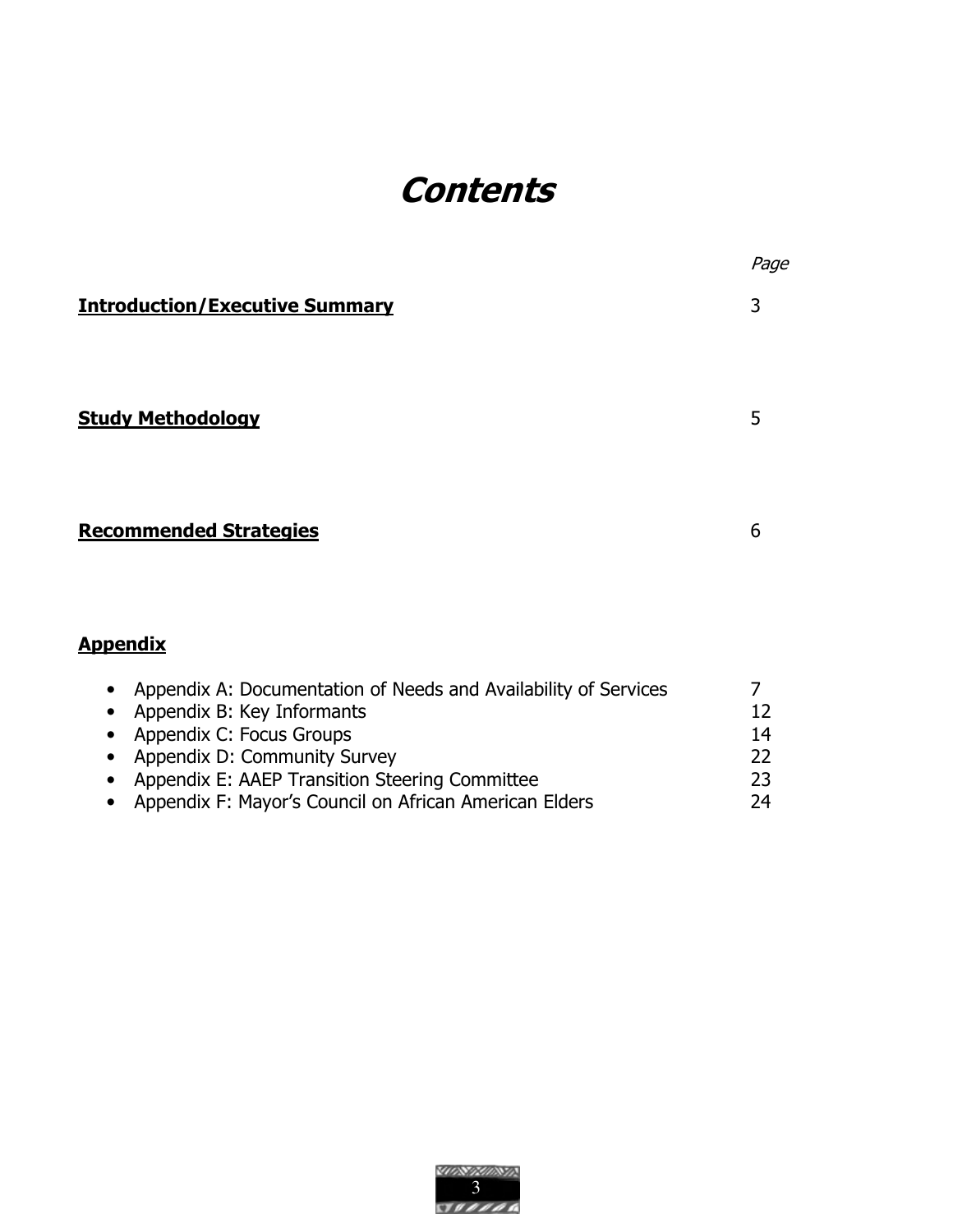# *Contents*

| | *Page* |
|---|---|
| **Introduction/Executive Summary** | 3 |
| **Study Methodology** | 5 |
| **Recommended Strategies** | 6 |

**Appendix**

| | |
|---|---|
| • Appendix A: Documentation of Needs and Availability of Services | 7 |
| • Appendix B: Key Informants | 12 |
| • Appendix C: Focus Groups | 14 |
| • Appendix D: Community Survey | 22 |
| • Appendix E: AAEP Transition Steering Committee | 23 |
| • Appendix F: Mayor's Council on African American Elders | 24 |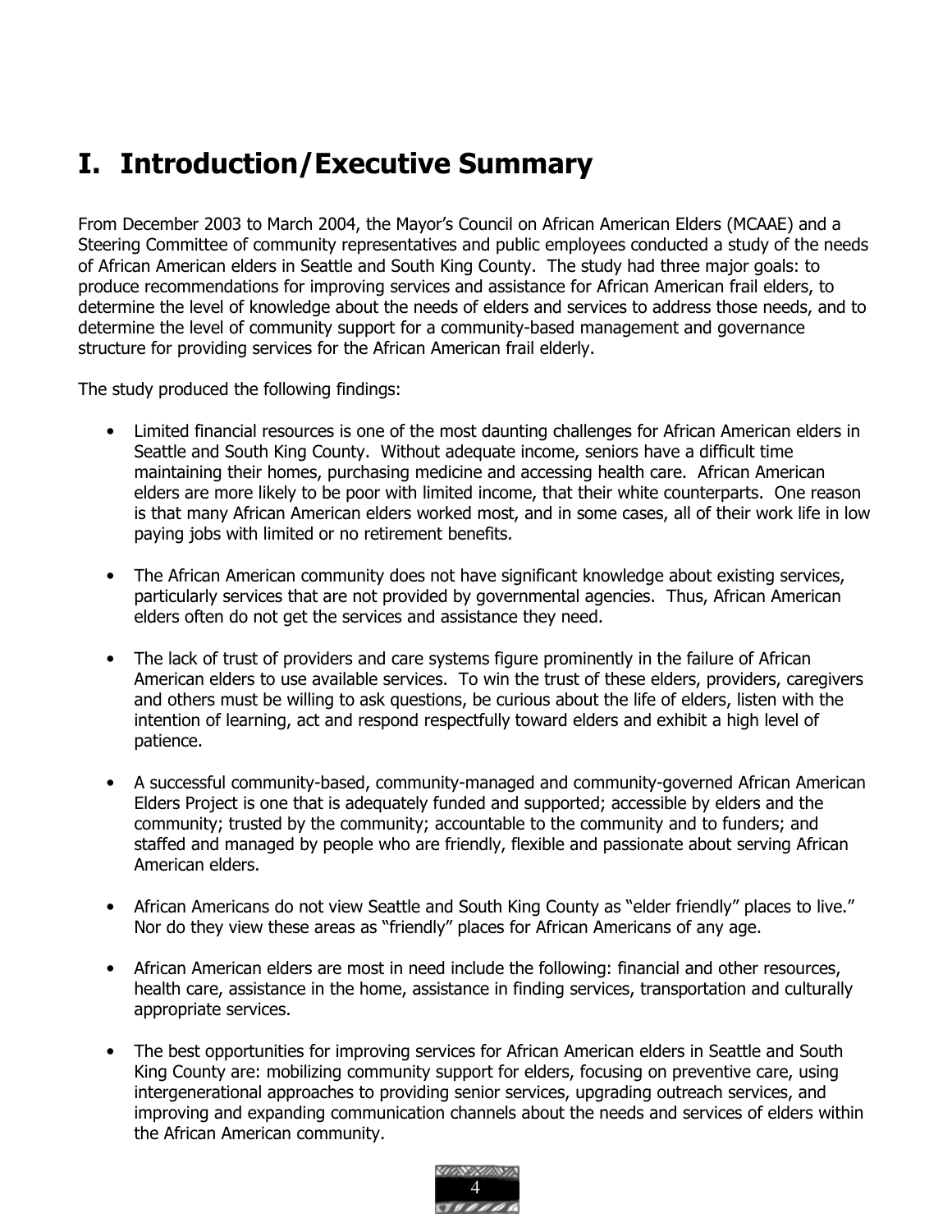# I. Introduction/Executive Summary

From December 2003 to March 2004, the Mayor's Council on African American Elders (MCAAE) and a Steering Committee of community representatives and public employees conducted a study of the needs of African American elders in Seattle and South King County. The study had three major goals: to produce recommendations for improving services and assistance for African American frail elders, to determine the level of knowledge about the needs of elders and services to address those needs, and to determine the level of community support for a community-based management and governance structure for providing services for the African American frail elderly.

The study produced the following findings:

- Limited financial resources is one of the most daunting challenges for African American elders in Seattle and South King County. Without adequate income, seniors have a difficult time maintaining their homes, purchasing medicine and accessing health care. African American elders are more likely to be poor with limited income, that their white counterparts. One reason is that many African American elders worked most, and in some cases, all of their work life in low paying jobs with limited or no retirement benefits.

- The African American community does not have significant knowledge about existing services, particularly services that are not provided by governmental agencies. Thus, African American elders often do not get the services and assistance they need.

- The lack of trust of providers and care systems figure prominently in the failure of African American elders to use available services. To win the trust of these elders, providers, caregivers and others must be willing to ask questions, be curious about the life of elders, listen with the intention of learning, act and respond respectfully toward elders and exhibit a high level of patience.

- A successful community-based, community-managed and community-governed African American Elders Project is one that is adequately funded and supported; accessible by elders and the community; trusted by the community; accountable to the community and to funders; and staffed and managed by people who are friendly, flexible and passionate about serving African American elders.

- African Americans do not view Seattle and South King County as "elder friendly" places to live." Nor do they view these areas as "friendly" places for African Americans of any age.

- African American elders are most in need include the following: financial and other resources, health care, assistance in the home, assistance in finding services, transportation and culturally appropriate services.

- The best opportunities for improving services for African American elders in Seattle and South King County are: mobilizing community support for elders, focusing on preventive care, using intergenerational approaches to providing senior services, upgrading outreach services, and improving and expanding communication channels about the needs and services of elders within the African American community.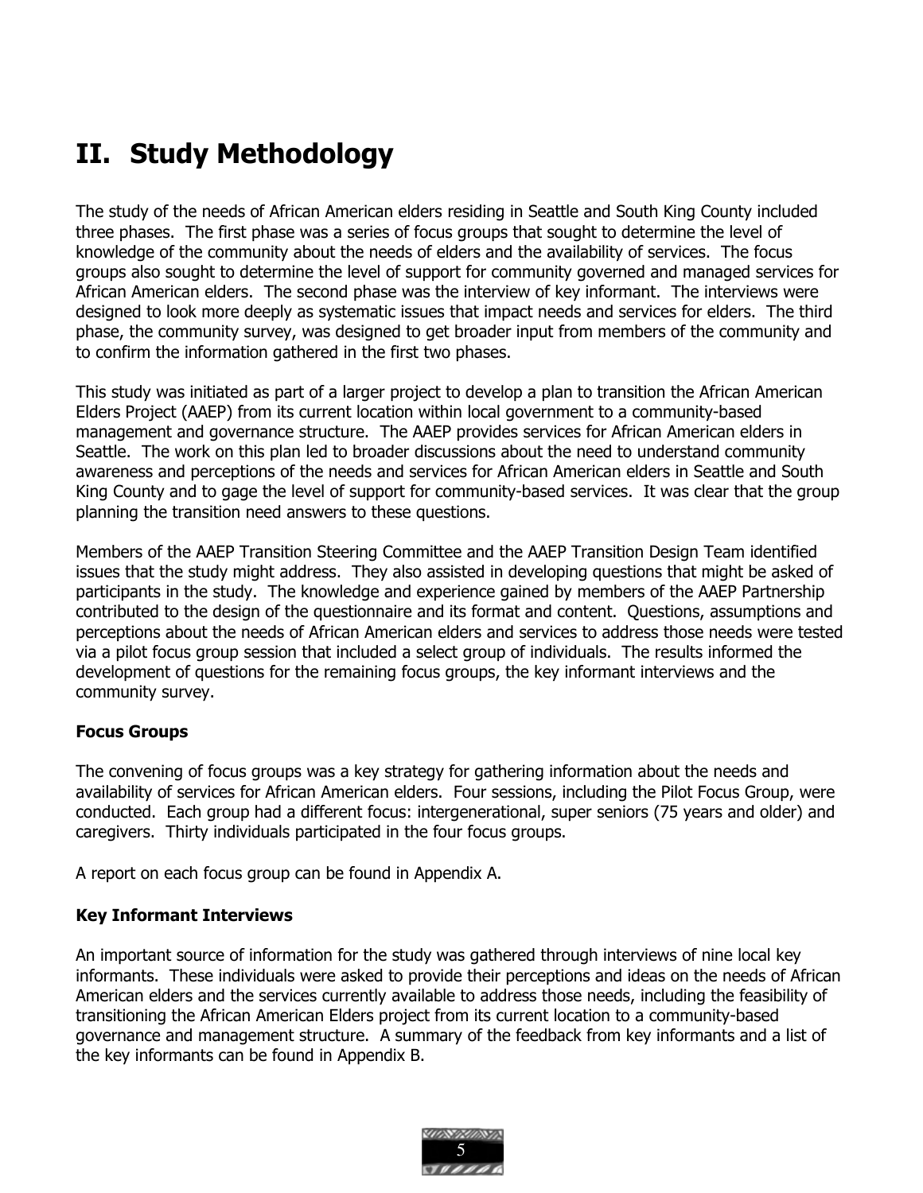# II. Study Methodology

The study of the needs of African American elders residing in Seattle and South King County included three phases. The first phase was a series of focus groups that sought to determine the level of knowledge of the community about the needs of elders and the availability of services. The focus groups also sought to determine the level of support for community governed and managed services for African American elders. The second phase was the interview of key informant. The interviews were designed to look more deeply as systematic issues that impact needs and services for elders. The third phase, the community survey, was designed to get broader input from members of the community and to confirm the information gathered in the first two phases.

This study was initiated as part of a larger project to develop a plan to transition the African American Elders Project (AAEP) from its current location within local government to a community-based management and governance structure. The AAEP provides services for African American elders in Seattle. The work on this plan led to broader discussions about the need to understand community awareness and perceptions of the needs and services for African American elders in Seattle and South King County and to gage the level of support for community-based services. It was clear that the group planning the transition need answers to these questions.

Members of the AAEP Transition Steering Committee and the AAEP Transition Design Team identified issues that the study might address. They also assisted in developing questions that might be asked of participants in the study. The knowledge and experience gained by members of the AAEP Partnership contributed to the design of the questionnaire and its format and content. Questions, assumptions and perceptions about the needs of African American elders and services to address those needs were tested via a pilot focus group session that included a select group of individuals. The results informed the development of questions for the remaining focus groups, the key informant interviews and the community survey.

**Focus Groups**

The convening of focus groups was a key strategy for gathering information about the needs and availability of services for African American elders. Four sessions, including the Pilot Focus Group, were conducted. Each group had a different focus: intergenerational, super seniors (75 years and older) and caregivers. Thirty individuals participated in the four focus groups.

A report on each focus group can be found in Appendix A.

**Key Informant Interviews**

An important source of information for the study was gathered through interviews of nine local key informants. These individuals were asked to provide their perceptions and ideas on the needs of African American elders and the services currently available to address those needs, including the feasibility of transitioning the African American Elders project from its current location to a community-based governance and management structure. A summary of the feedback from key informants and a list of the key informants can be found in Appendix B.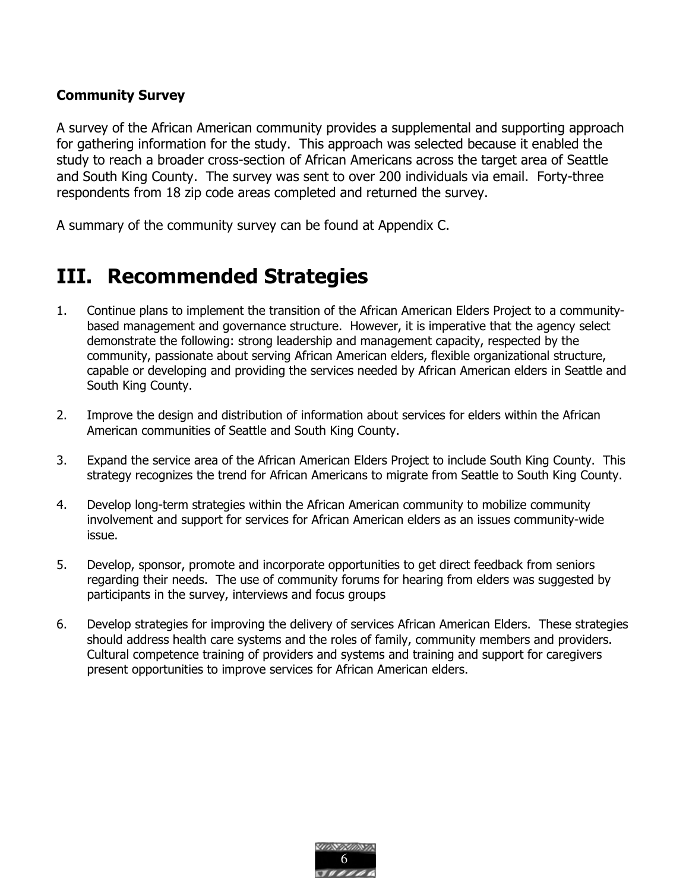**Community Survey**

A survey of the African American community provides a supplemental and supporting approach for gathering information for the study. This approach was selected because it enabled the study to reach a broader cross-section of African Americans across the target area of Seattle and South King County. The survey was sent to over 200 individuals via email. Forty-three respondents from 18 zip code areas completed and returned the survey.

A summary of the community survey can be found at Appendix C.

# III. Recommended Strategies

1. Continue plans to implement the transition of the African American Elders Project to a community-based management and governance structure. However, it is imperative that the agency select demonstrate the following: strong leadership and management capacity, respected by the community, passionate about serving African American elders, flexible organizational structure, capable or developing and providing the services needed by African American elders in Seattle and South King County.

2. Improve the design and distribution of information about services for elders within the African American communities of Seattle and South King County.

3. Expand the service area of the African American Elders Project to include South King County. This strategy recognizes the trend for African Americans to migrate from Seattle to South King County.

4. Develop long-term strategies within the African American community to mobilize community involvement and support for services for African American elders as an issues community-wide issue.

5. Develop, sponsor, promote and incorporate opportunities to get direct feedback from seniors regarding their needs. The use of community forums for hearing from elders was suggested by participants in the survey, interviews and focus groups

6. Develop strategies for improving the delivery of services African American Elders. These strategies should address health care systems and the roles of family, community members and providers. Cultural competence training of providers and systems and training and support for caregivers present opportunities to improve services for African American elders.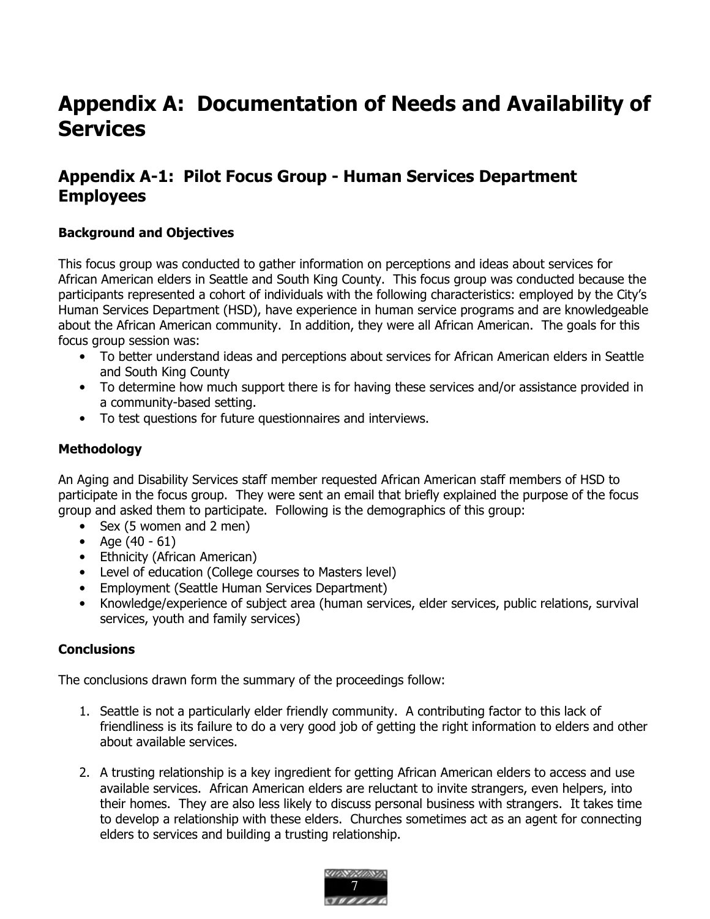# Appendix A: Documentation of Needs and Availability of Services

## Appendix A-1: Pilot Focus Group - Human Services Department Employees

### Background and Objectives

This focus group was conducted to gather information on perceptions and ideas about services for African American elders in Seattle and South King County. This focus group was conducted because the participants represented a cohort of individuals with the following characteristics: employed by the City's Human Services Department (HSD), have experience in human service programs and are knowledgeable about the African American community. In addition, they were all African American. The goals for this focus group session was:

- To better understand ideas and perceptions about services for African American elders in Seattle and South King County
- To determine how much support there is for having these services and/or assistance provided in a community-based setting.
- To test questions for future questionnaires and interviews.

### Methodology

An Aging and Disability Services staff member requested African American staff members of HSD to participate in the focus group. They were sent an email that briefly explained the purpose of the focus group and asked them to participate. Following is the demographics of this group:

- Sex (5 women and 2 men)
- Age (40 - 61)
- Ethnicity (African American)
- Level of education (College courses to Masters level)
- Employment (Seattle Human Services Department)
- Knowledge/experience of subject area (human services, elder services, public relations, survival services, youth and family services)

### Conclusions

The conclusions drawn form the summary of the proceedings follow:

1. Seattle is not a particularly elder friendly community. A contributing factor to this lack of friendliness is its failure to do a very good job of getting the right information to elders and other about available services.

2. A trusting relationship is a key ingredient for getting African American elders to access and use available services. African American elders are reluctant to invite strangers, even helpers, into their homes. They are also less likely to discuss personal business with strangers. It takes time to develop a relationship with these elders. Churches sometimes act as an agent for connecting elders to services and building a trusting relationship.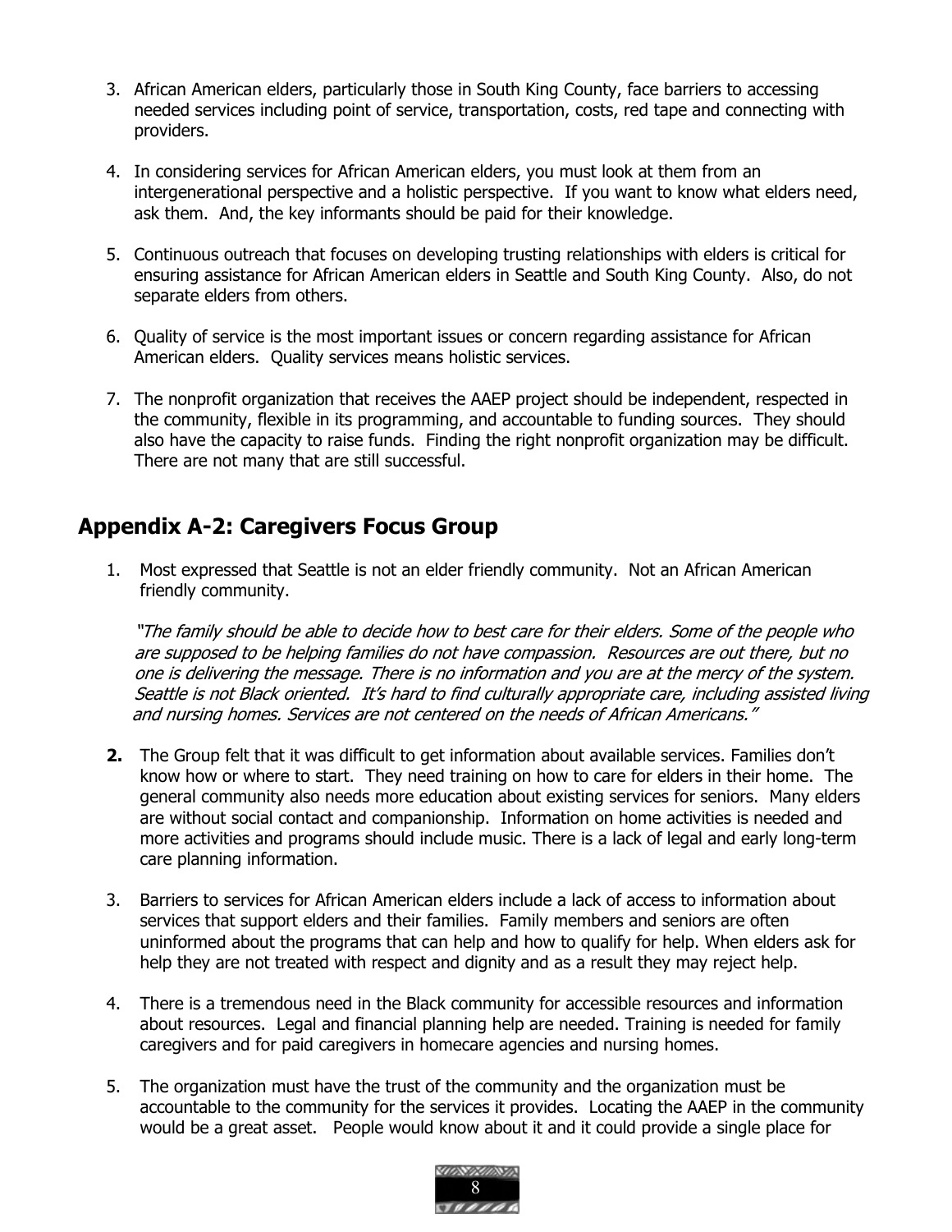3. African American elders, particularly those in South King County, face barriers to accessing needed services including point of service, transportation, costs, red tape and connecting with providers.

4. In considering services for African American elders, you must look at them from an intergenerational perspective and a holistic perspective. If you want to know what elders need, ask them. And, the key informants should be paid for their knowledge.

5. Continuous outreach that focuses on developing trusting relationships with elders is critical for ensuring assistance for African American elders in Seattle and South King County. Also, do not separate elders from others.

6. Quality of service is the most important issues or concern regarding assistance for African American elders. Quality services means holistic services.

7. The nonprofit organization that receives the AAEP project should be independent, respected in the community, flexible in its programming, and accountable to funding sources. They should also have the capacity to raise funds. Finding the right nonprofit organization may be difficult. There are not many that are still successful.

## Appendix A-2: Caregivers Focus Group

1. Most expressed that Seattle is not an elder friendly community. Not an African American friendly community.

   *"The family should be able to decide how to best care for their elders. Some of the people who are supposed to be helping families do not have compassion. Resources are out there, but no one is delivering the message. There is no information and you are at the mercy of the system. Seattle is not Black oriented. It's hard to find culturally appropriate care, including assisted living and nursing homes. Services are not centered on the needs of African Americans."*

2. The Group felt that it was difficult to get information about available services. Families don't know how or where to start. They need training on how to care for elders in their home. The general community also needs more education about existing services for seniors. Many elders are without social contact and companionship. Information on home activities is needed and more activities and programs should include music. There is a lack of legal and early long-term care planning information.

3. Barriers to services for African American elders include a lack of access to information about services that support elders and their families. Family members and seniors are often uninformed about the programs that can help and how to qualify for help. When elders ask for help they are not treated with respect and dignity and as a result they may reject help.

4. There is a tremendous need in the Black community for accessible resources and information about resources. Legal and financial planning help are needed. Training is needed for family caregivers and for paid caregivers in homecare agencies and nursing homes.

5. The organization must have the trust of the community and the organization must be accountable to the community for the services it provides. Locating the AAEP in the community would be a great asset. People would know about it and it could provide a single place for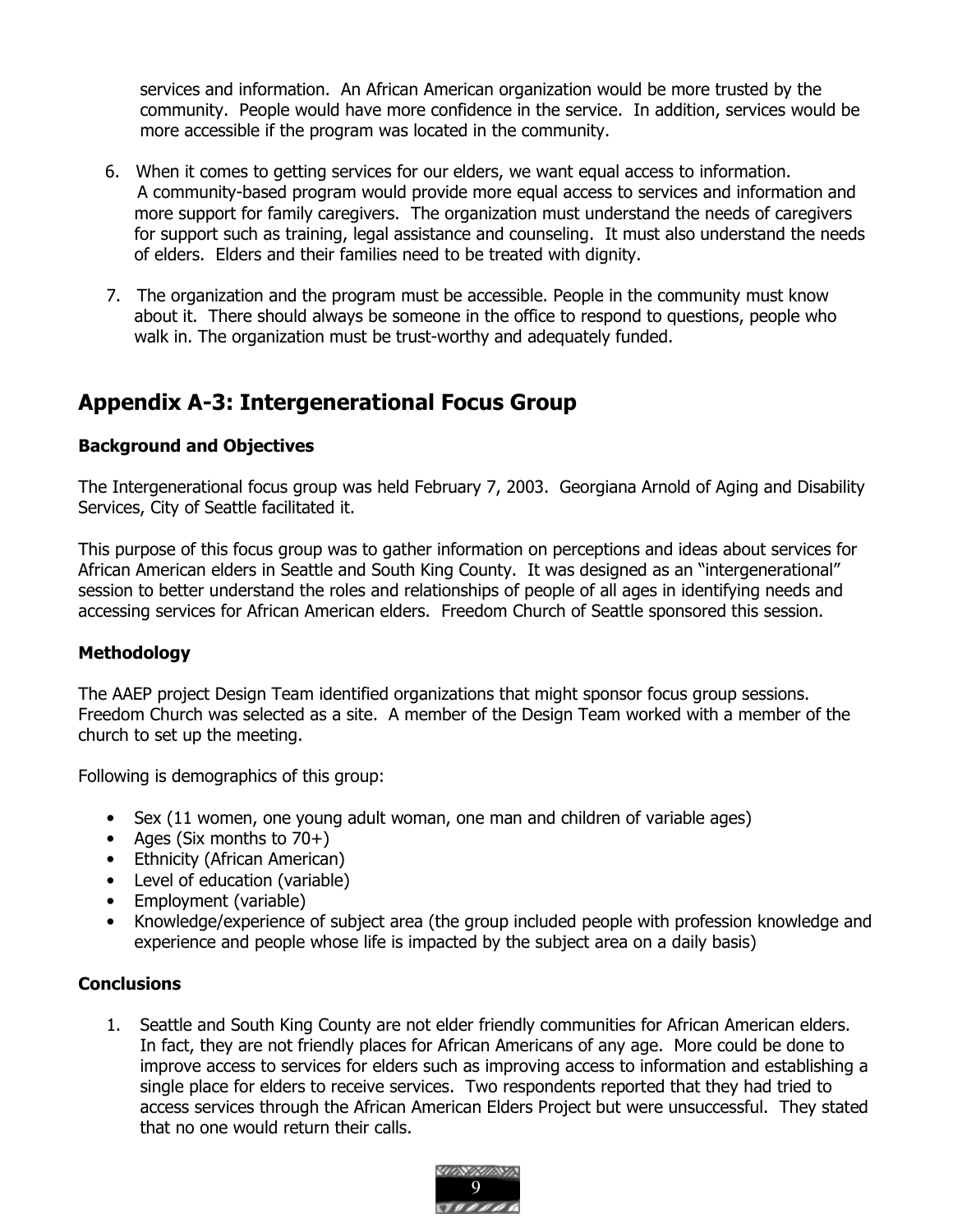services and information. An African American organization would be more trusted by the community. People would have more confidence in the service. In addition, services would be more accessible if the program was located in the community.

6. When it comes to getting services for our elders, we want equal access to information. A community-based program would provide more equal access to services and information and more support for family caregivers. The organization must understand the needs of caregivers for support such as training, legal assistance and counseling. It must also understand the needs of elders. Elders and their families need to be treated with dignity.

7. The organization and the program must be accessible. People in the community must know about it. There should always be someone in the office to respond to questions, people who walk in. The organization must be trust-worthy and adequately funded.

## Appendix A-3: Intergenerational Focus Group

### Background and Objectives

The Intergenerational focus group was held February 7, 2003. Georgiana Arnold of Aging and Disability Services, City of Seattle facilitated it.

This purpose of this focus group was to gather information on perceptions and ideas about services for African American elders in Seattle and South King County. It was designed as an "intergenerational" session to better understand the roles and relationships of people of all ages in identifying needs and accessing services for African American elders. Freedom Church of Seattle sponsored this session.

### Methodology

The AAEP project Design Team identified organizations that might sponsor focus group sessions. Freedom Church was selected as a site. A member of the Design Team worked with a member of the church to set up the meeting.

Following is demographics of this group:

- Sex (11 women, one young adult woman, one man and children of variable ages)
- Ages (Six months to 70+)
- Ethnicity (African American)
- Level of education (variable)
- Employment (variable)
- Knowledge/experience of subject area (the group included people with profession knowledge and experience and people whose life is impacted by the subject area on a daily basis)

### Conclusions

1. Seattle and South King County are not elder friendly communities for African American elders. In fact, they are not friendly places for African Americans of any age. More could be done to improve access to services for elders such as improving access to information and establishing a single place for elders to receive services. Two respondents reported that they had tried to access services through the African American Elders Project but were unsuccessful. They stated that no one would return their calls.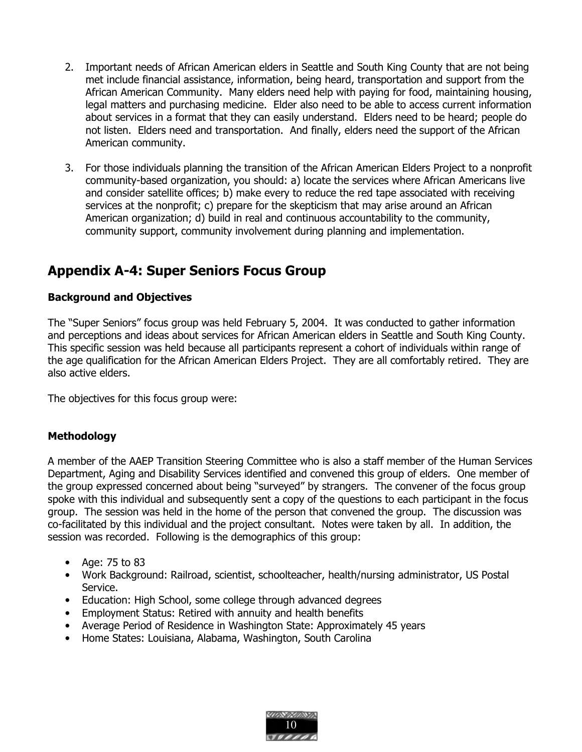2. Important needs of African American elders in Seattle and South King County that are not being met include financial assistance, information, being heard, transportation and support from the African American Community. Many elders need help with paying for food, maintaining housing, legal matters and purchasing medicine. Elder also need to be able to access current information about services in a format that they can easily understand. Elders need to be heard; people do not listen. Elders need and transportation. And finally, elders need the support of the African American community.

3. For those individuals planning the transition of the African American Elders Project to a nonprofit community-based organization, you should: a) locate the services where African Americans live and consider satellite offices; b) make every to reduce the red tape associated with receiving services at the nonprofit; c) prepare for the skepticism that may arise around an African American organization; d) build in real and continuous accountability to the community, community support, community involvement during planning and implementation.

## Appendix A-4: Super Seniors Focus Group

### Background and Objectives

The "Super Seniors" focus group was held February 5, 2004. It was conducted to gather information and perceptions and ideas about services for African American elders in Seattle and South King County. This specific session was held because all participants represent a cohort of individuals within range of the age qualification for the African American Elders Project. They are all comfortably retired. They are also active elders.

The objectives for this focus group were:

### Methodology

A member of the AAEP Transition Steering Committee who is also a staff member of the Human Services Department, Aging and Disability Services identified and convened this group of elders. One member of the group expressed concerned about being "surveyed" by strangers. The convener of the focus group spoke with this individual and subsequently sent a copy of the questions to each participant in the focus group. The session was held in the home of the person that convened the group. The discussion was co-facilitated by this individual and the project consultant. Notes were taken by all. In addition, the session was recorded. Following is the demographics of this group:

- Age: 75 to 83
- Work Background: Railroad, scientist, schoolteacher, health/nursing administrator, US Postal Service.
- Education: High School, some college through advanced degrees
- Employment Status: Retired with annuity and health benefits
- Average Period of Residence in Washington State: Approximately 45 years
- Home States: Louisiana, Alabama, Washington, South Carolina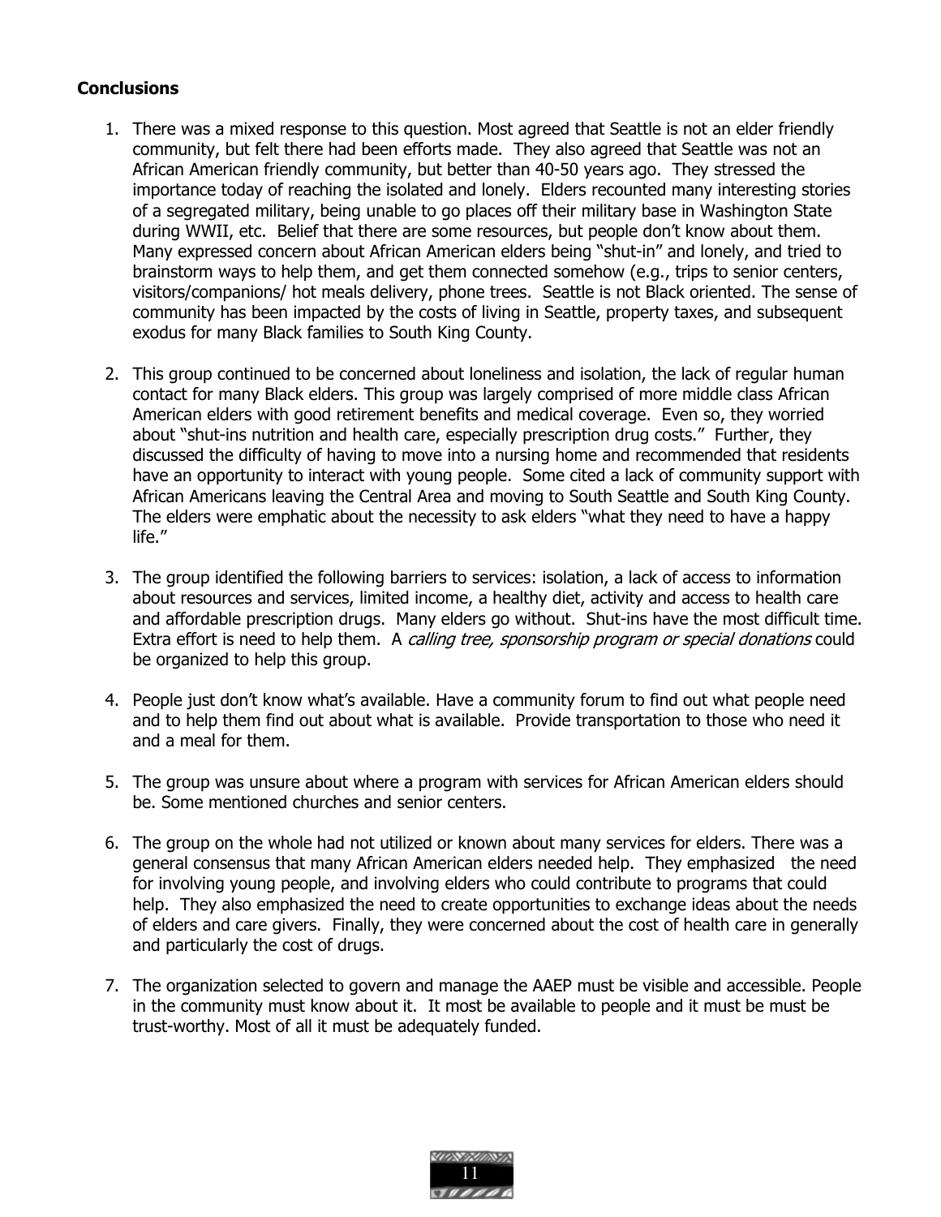**Conclusions**

1. There was a mixed response to this question. Most agreed that Seattle is not an elder friendly community, but felt there had been efforts made. They also agreed that Seattle was not an African American friendly community, but better than 40-50 years ago. They stressed the importance today of reaching the isolated and lonely. Elders recounted many interesting stories of a segregated military, being unable to go places off their military base in Washington State during WWII, etc. Belief that there are some resources, but people don't know about them. Many expressed concern about African American elders being "shut-in" and lonely, and tried to brainstorm ways to help them, and get them connected somehow (e.g., trips to senior centers, visitors/companions/ hot meals delivery, phone trees. Seattle is not Black oriented. The sense of community has been impacted by the costs of living in Seattle, property taxes, and subsequent exodus for many Black families to South King County.

2. This group continued to be concerned about loneliness and isolation, the lack of regular human contact for many Black elders. This group was largely comprised of more middle class African American elders with good retirement benefits and medical coverage. Even so, they worried about "shut-ins nutrition and health care, especially prescription drug costs." Further, they discussed the difficulty of having to move into a nursing home and recommended that residents have an opportunity to interact with young people. Some cited a lack of community support with African Americans leaving the Central Area and moving to South Seattle and South King County. The elders were emphatic about the necessity to ask elders "what they need to have a happy life."

3. The group identified the following barriers to services: isolation, a lack of access to information about resources and services, limited income, a healthy diet, activity and access to health care and affordable prescription drugs. Many elders go without. Shut-ins have the most difficult time. Extra effort is need to help them. A *calling tree, sponsorship program or special donations* could be organized to help this group.

4. People just don't know what's available. Have a community forum to find out what people need and to help them find out about what is available. Provide transportation to those who need it and a meal for them.

5. The group was unsure about where a program with services for African American elders should be. Some mentioned churches and senior centers.

6. The group on the whole had not utilized or known about many services for elders. There was a general consensus that many African American elders needed help. They emphasized the need for involving young people, and involving elders who could contribute to programs that could help. They also emphasized the need to create opportunities to exchange ideas about the needs of elders and care givers. Finally, they were concerned about the cost of health care in generally and particularly the cost of drugs.

7. The organization selected to govern and manage the AAEP must be visible and accessible. People in the community must know about it. It most be available to people and it must be must be trust-worthy. Most of all it must be adequately funded.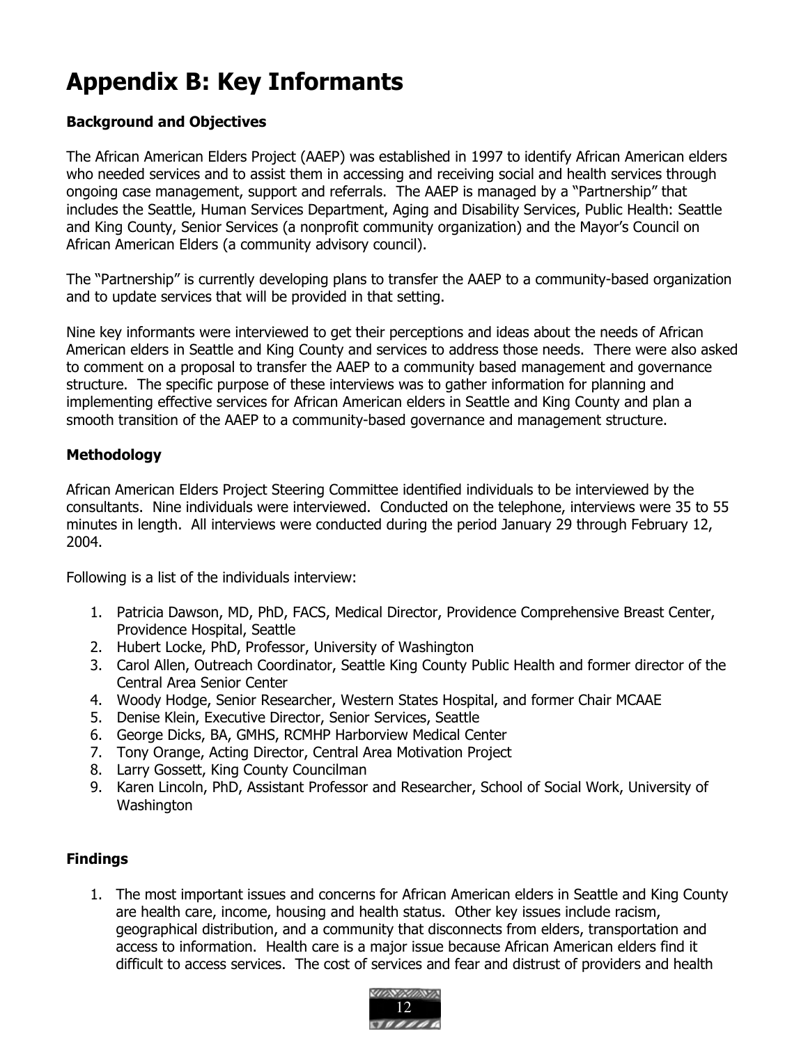# Appendix B: Key Informants

### Background and Objectives

The African American Elders Project (AAEP) was established in 1997 to identify African American elders who needed services and to assist them in accessing and receiving social and health services through ongoing case management, support and referrals. The AAEP is managed by a "Partnership" that includes the Seattle, Human Services Department, Aging and Disability Services, Public Health: Seattle and King County, Senior Services (a nonprofit community organization) and the Mayor's Council on African American Elders (a community advisory council).

The "Partnership" is currently developing plans to transfer the AAEP to a community-based organization and to update services that will be provided in that setting.

Nine key informants were interviewed to get their perceptions and ideas about the needs of African American elders in Seattle and King County and services to address those needs. There were also asked to comment on a proposal to transfer the AAEP to a community based management and governance structure. The specific purpose of these interviews was to gather information for planning and implementing effective services for African American elders in Seattle and King County and plan a smooth transition of the AAEP to a community-based governance and management structure.

### Methodology

African American Elders Project Steering Committee identified individuals to be interviewed by the consultants. Nine individuals were interviewed. Conducted on the telephone, interviews were 35 to 55 minutes in length. All interviews were conducted during the period January 29 through February 12, 2004.

Following is a list of the individuals interview:

1. Patricia Dawson, MD, PhD, FACS, Medical Director, Providence Comprehensive Breast Center, Providence Hospital, Seattle
2. Hubert Locke, PhD, Professor, University of Washington
3. Carol Allen, Outreach Coordinator, Seattle King County Public Health and former director of the Central Area Senior Center
4. Woody Hodge, Senior Researcher, Western States Hospital, and former Chair MCAAE
5. Denise Klein, Executive Director, Senior Services, Seattle
6. George Dicks, BA, GMHS, RCMHP Harborview Medical Center
7. Tony Orange, Acting Director, Central Area Motivation Project
8. Larry Gossett, King County Councilman
9. Karen Lincoln, PhD, Assistant Professor and Researcher, School of Social Work, University of Washington

### Findings

1. The most important issues and concerns for African American elders in Seattle and King County are health care, income, housing and health status. Other key issues include racism, geographical distribution, and a community that disconnects from elders, transportation and access to information. Health care is a major issue because African American elders find it difficult to access services. The cost of services and fear and distrust of providers and health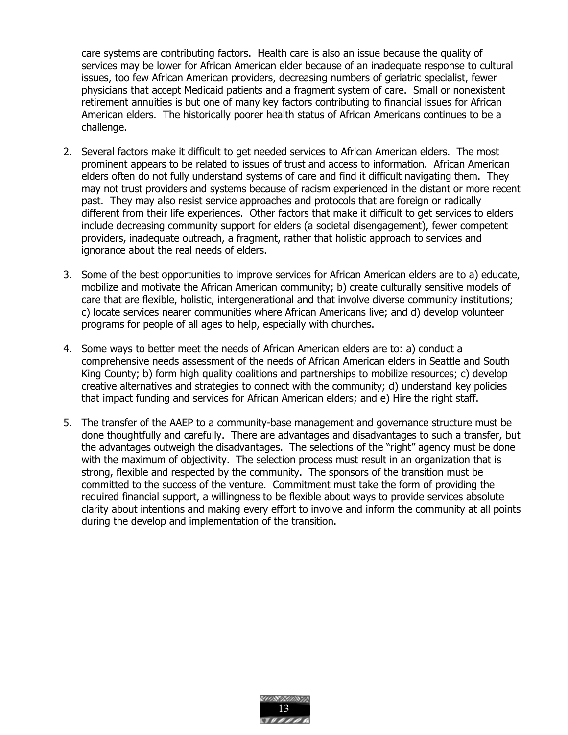care systems are contributing factors. Health care is also an issue because the quality of services may be lower for African American elder because of an inadequate response to cultural issues, too few African American providers, decreasing numbers of geriatric specialist, fewer physicians that accept Medicaid patients and a fragment system of care. Small or nonexistent retirement annuities is but one of many key factors contributing to financial issues for African American elders. The historically poorer health status of African Americans continues to be a challenge.

2. Several factors make it difficult to get needed services to African American elders. The most prominent appears to be related to issues of trust and access to information. African American elders often do not fully understand systems of care and find it difficult navigating them. They may not trust providers and systems because of racism experienced in the distant or more recent past. They may also resist service approaches and protocols that are foreign or radically different from their life experiences. Other factors that make it difficult to get services to elders include decreasing community support for elders (a societal disengagement), fewer competent providers, inadequate outreach, a fragment, rather that holistic approach to services and ignorance about the real needs of elders.

3. Some of the best opportunities to improve services for African American elders are to a) educate, mobilize and motivate the African American community; b) create culturally sensitive models of care that are flexible, holistic, intergenerational and that involve diverse community institutions; c) locate services nearer communities where African Americans live; and d) develop volunteer programs for people of all ages to help, especially with churches.

4. Some ways to better meet the needs of African American elders are to: a) conduct a comprehensive needs assessment of the needs of African American elders in Seattle and South King County; b) form high quality coalitions and partnerships to mobilize resources; c) develop creative alternatives and strategies to connect with the community; d) understand key policies that impact funding and services for African American elders; and e) Hire the right staff.

5. The transfer of the AAEP to a community-base management and governance structure must be done thoughtfully and carefully. There are advantages and disadvantages to such a transfer, but the advantages outweigh the disadvantages. The selections of the "right" agency must be done with the maximum of objectivity. The selection process must result in an organization that is strong, flexible and respected by the community. The sponsors of the transition must be committed to the success of the venture. Commitment must take the form of providing the required financial support, a willingness to be flexible about ways to provide services absolute clarity about intentions and making every effort to involve and inform the community at all points during the develop and implementation of the transition.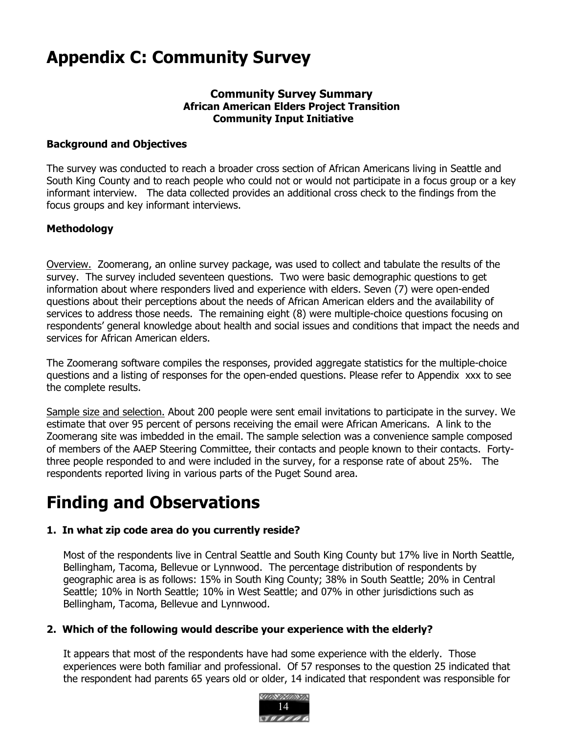# Appendix C: Community Survey

**Community Survey Summary**
**African American Elders Project Transition**
**Community Input Initiative**

### Background and Objectives

The survey was conducted to reach a broader cross section of African Americans living in Seattle and South King County and to reach people who could not or would not participate in a focus group or a key informant interview. The data collected provides an additional cross check to the findings from the focus groups and key informant interviews.

### Methodology

Overview. Zoomerang, an online survey package, was used to collect and tabulate the results of the survey. The survey included seventeen questions. Two were basic demographic questions to get information about where responders lived and experience with elders. Seven (7) were open-ended questions about their perceptions about the needs of African American elders and the availability of services to address those needs. The remaining eight (8) were multiple-choice questions focusing on respondents' general knowledge about health and social issues and conditions that impact the needs and services for African American elders.

The Zoomerang software compiles the responses, provided aggregate statistics for the multiple-choice questions and a listing of responses for the open-ended questions. Please refer to Appendix xxx to see the complete results.

Sample size and selection. About 200 people were sent email invitations to participate in the survey. We estimate that over 95 percent of persons receiving the email were African Americans. A link to the Zoomerang site was imbedded in the email. The sample selection was a convenience sample composed of members of the AAEP Steering Committee, their contacts and people known to their contacts. Forty-three people responded to and were included in the survey, for a response rate of about 25%. The respondents reported living in various parts of the Puget Sound area.

# Finding and Observations

**1. In what zip code area do you currently reside?**

Most of the respondents live in Central Seattle and South King County but 17% live in North Seattle, Bellingham, Tacoma, Bellevue or Lynnwood. The percentage distribution of respondents by geographic area is as follows: 15% in South King County; 38% in South Seattle; 20% in Central Seattle; 10% in North Seattle; 10% in West Seattle; and 07% in other jurisdictions such as Bellingham, Tacoma, Bellevue and Lynnwood.

**2. Which of the following would describe your experience with the elderly?**

It appears that most of the respondents have had some experience with the elderly. Those experiences were both familiar and professional. Of 57 responses to the question 25 indicated that the respondent had parents 65 years old or older, 14 indicated that respondent was responsible for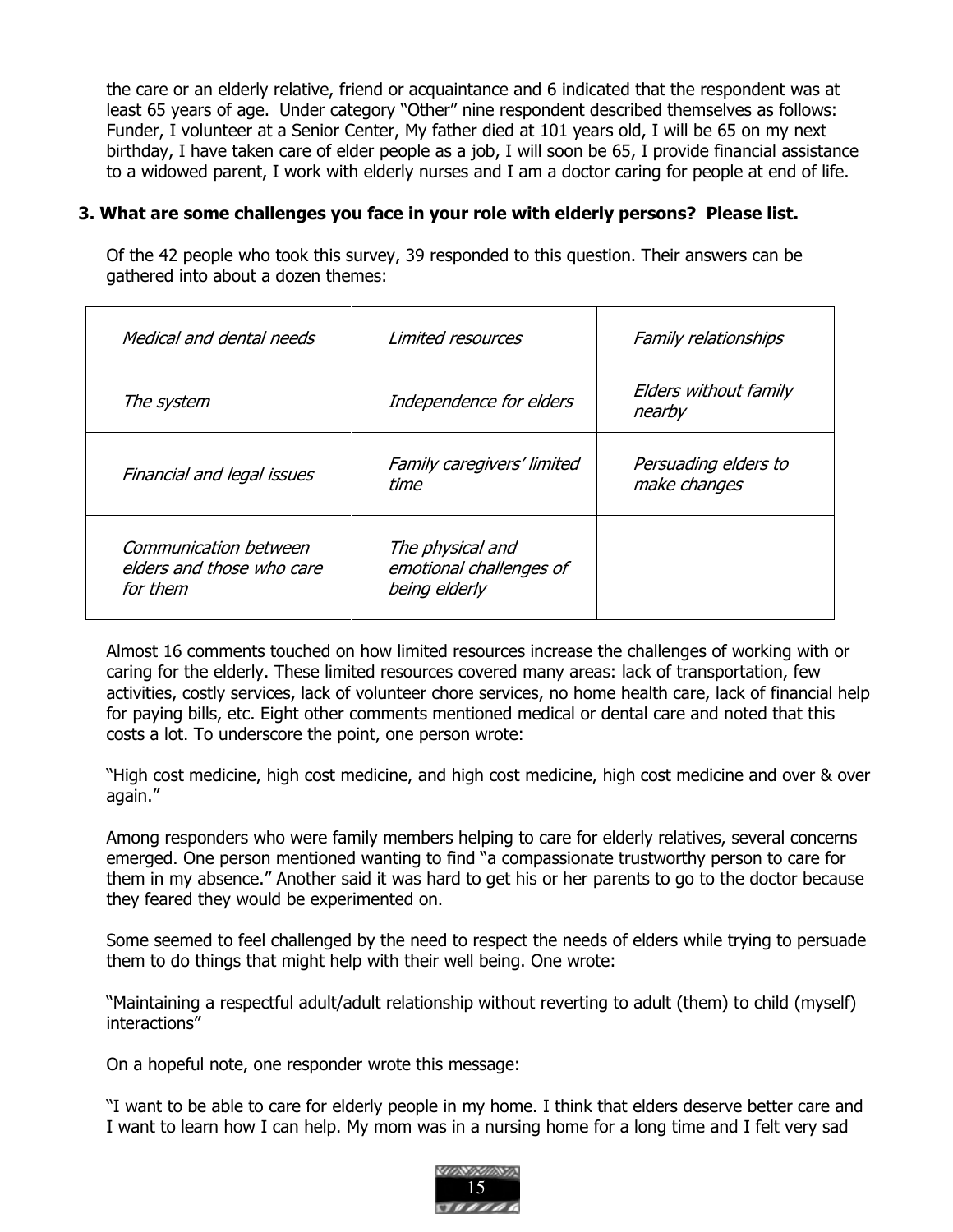the care or an elderly relative, friend or acquaintance and 6 indicated that the respondent was at least 65 years of age. Under category "Other" nine respondent described themselves as follows: Funder, I volunteer at a Senior Center, My father died at 101 years old, I will be 65 on my next birthday, I have taken care of elder people as a job, I will soon be 65, I provide financial assistance to a widowed parent, I work with elderly nurses and I am a doctor caring for people at end of life.

**3. What are some challenges you face in your role with elderly persons? Please list.**

Of the 42 people who took this survey, 39 responded to this question. Their answers can be gathered into about a dozen themes:

| | | |
|---|---|---|
| *Medical and dental needs* | *Limited resources* | *Family relationships* |
| *The system* | *Independence for elders* | *Elders without family nearby* |
| *Financial and legal issues* | *Family caregivers' limited time* | *Persuading elders to make changes* |
| *Communication between elders and those who care for them* | *The physical and emotional challenges of being elderly* | |

Almost 16 comments touched on how limited resources increase the challenges of working with or caring for the elderly. These limited resources covered many areas: lack of transportation, few activities, costly services, lack of volunteer chore services, no home health care, lack of financial help for paying bills, etc. Eight other comments mentioned medical or dental care and noted that this costs a lot. To underscore the point, one person wrote:

"High cost medicine, high cost medicine, and high cost medicine, high cost medicine and over & over again."

Among responders who were family members helping to care for elderly relatives, several concerns emerged. One person mentioned wanting to find "a compassionate trustworthy person to care for them in my absence." Another said it was hard to get his or her parents to go to the doctor because they feared they would be experimented on.

Some seemed to feel challenged by the need to respect the needs of elders while trying to persuade them to do things that might help with their well being. One wrote:

"Maintaining a respectful adult/adult relationship without reverting to adult (them) to child (myself) interactions"

On a hopeful note, one responder wrote this message:

"I want to be able to care for elderly people in my home. I think that elders deserve better care and I want to learn how I can help. My mom was in a nursing home for a long time and I felt very sad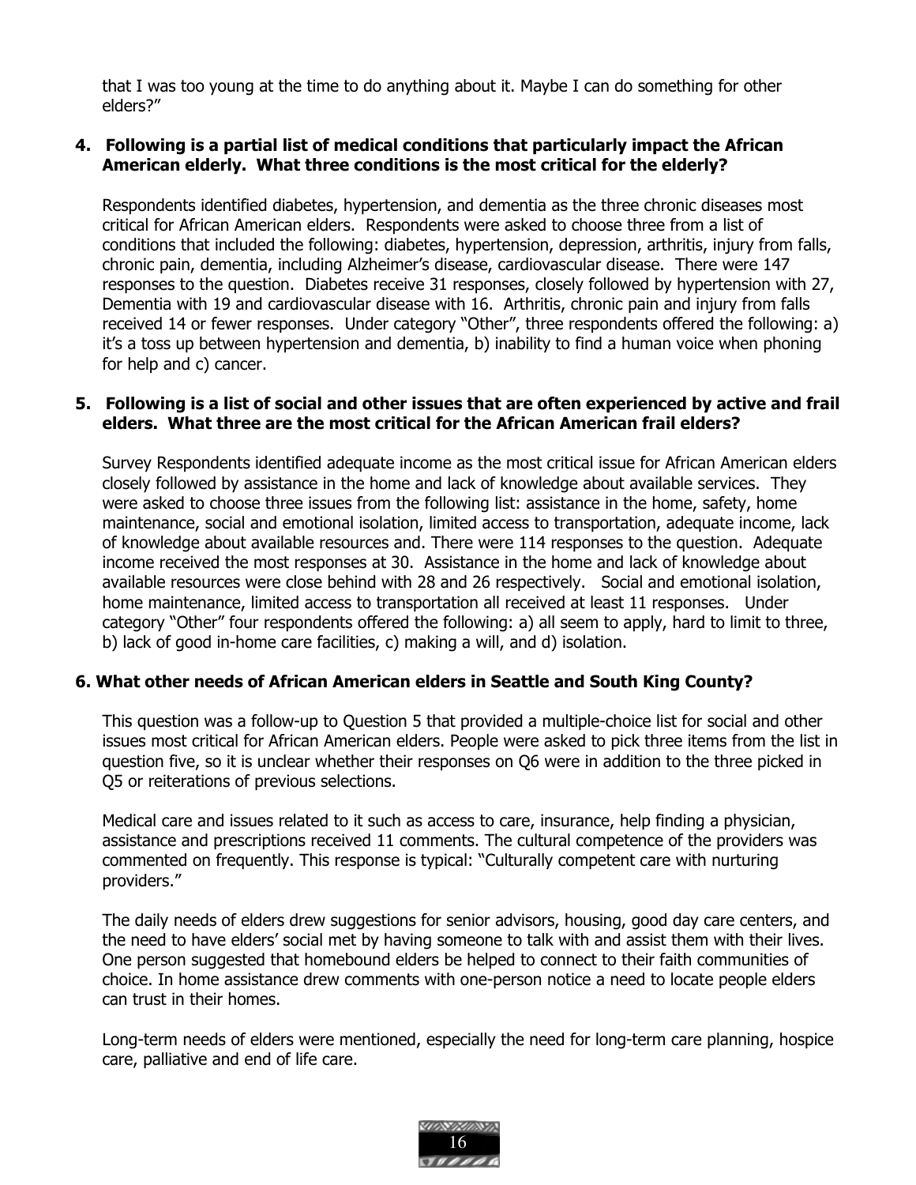that I was too young at the time to do anything about it. Maybe I can do something for other elders?"

**4. Following is a partial list of medical conditions that particularly impact the African American elderly. What three conditions is the most critical for the elderly?**

Respondents identified diabetes, hypertension, and dementia as the three chronic diseases most critical for African American elders. Respondents were asked to choose three from a list of conditions that included the following: diabetes, hypertension, depression, arthritis, injury from falls, chronic pain, dementia, including Alzheimer's disease, cardiovascular disease. There were 147 responses to the question. Diabetes receive 31 responses, closely followed by hypertension with 27, Dementia with 19 and cardiovascular disease with 16. Arthritis, chronic pain and injury from falls received 14 or fewer responses. Under category "Other", three respondents offered the following: a) it's a toss up between hypertension and dementia, b) inability to find a human voice when phoning for help and c) cancer.

**5. Following is a list of social and other issues that are often experienced by active and frail elders. What three are the most critical for the African American frail elders?**

Survey Respondents identified adequate income as the most critical issue for African American elders closely followed by assistance in the home and lack of knowledge about available services. They were asked to choose three issues from the following list: assistance in the home, safety, home maintenance, social and emotional isolation, limited access to transportation, adequate income, lack of knowledge about available resources and. There were 114 responses to the question. Adequate income received the most responses at 30. Assistance in the home and lack of knowledge about available resources were close behind with 28 and 26 respectively. Social and emotional isolation, home maintenance, limited access to transportation all received at least 11 responses. Under category "Other" four respondents offered the following: a) all seem to apply, hard to limit to three, b) lack of good in-home care facilities, c) making a will, and d) isolation.

**6. What other needs of African American elders in Seattle and South King County?**

This question was a follow-up to Question 5 that provided a multiple-choice list for social and other issues most critical for African American elders. People were asked to pick three items from the list in question five, so it is unclear whether their responses on Q6 were in addition to the three picked in Q5 or reiterations of previous selections.

Medical care and issues related to it such as access to care, insurance, help finding a physician, assistance and prescriptions received 11 comments. The cultural competence of the providers was commented on frequently. This response is typical: "Culturally competent care with nurturing providers."

The daily needs of elders drew suggestions for senior advisors, housing, good day care centers, and the need to have elders' social met by having someone to talk with and assist them with their lives. One person suggested that homebound elders be helped to connect to their faith communities of choice. In home assistance drew comments with one-person notice a need to locate people elders can trust in their homes.

Long-term needs of elders were mentioned, especially the need for long-term care planning, hospice care, palliative and end of life care.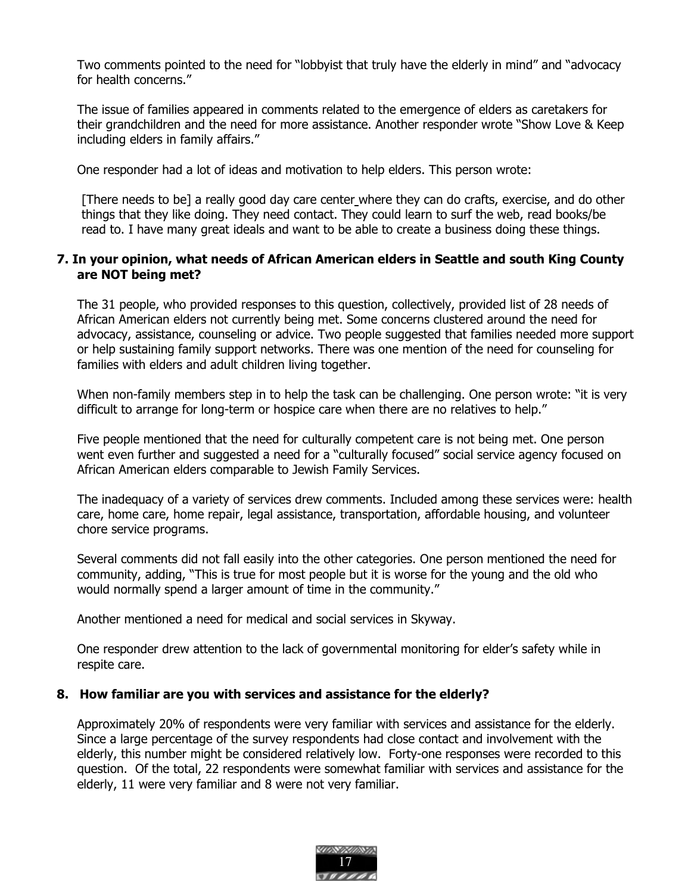Two comments pointed to the need for "lobbyist that truly have the elderly in mind" and "advocacy for health concerns."

The issue of families appeared in comments related to the emergence of elders as caretakers for their grandchildren and the need for more assistance. Another responder wrote "Show Love & Keep including elders in family affairs."

One responder had a lot of ideas and motivation to help elders. This person wrote:

> [There needs to be] a really good day care center where they can do crafts, exercise, and do other things that they like doing. They need contact. They could learn to surf the web, read books/be read to. I have many great ideals and want to be able to create a business doing these things.

**7. In your opinion, what needs of African American elders in Seattle and south King County are NOT being met?**

The 31 people, who provided responses to this question, collectively, provided list of 28 needs of African American elders not currently being met. Some concerns clustered around the need for advocacy, assistance, counseling or advice. Two people suggested that families needed more support or help sustaining family support networks. There was one mention of the need for counseling for families with elders and adult children living together.

When non-family members step in to help the task can be challenging. One person wrote: "it is very difficult to arrange for long-term or hospice care when there are no relatives to help."

Five people mentioned that the need for culturally competent care is not being met. One person went even further and suggested a need for a "culturally focused" social service agency focused on African American elders comparable to Jewish Family Services.

The inadequacy of a variety of services drew comments. Included among these services were: health care, home care, home repair, legal assistance, transportation, affordable housing, and volunteer chore service programs.

Several comments did not fall easily into the other categories. One person mentioned the need for community, adding, "This is true for most people but it is worse for the young and the old who would normally spend a larger amount of time in the community."

Another mentioned a need for medical and social services in Skyway.

One responder drew attention to the lack of governmental monitoring for elder's safety while in respite care.

**8. How familiar are you with services and assistance for the elderly?**

Approximately 20% of respondents were very familiar with services and assistance for the elderly. Since a large percentage of the survey respondents had close contact and involvement with the elderly, this number might be considered relatively low. Forty-one responses were recorded to this question. Of the total, 22 respondents were somewhat familiar with services and assistance for the elderly, 11 were very familiar and 8 were not very familiar.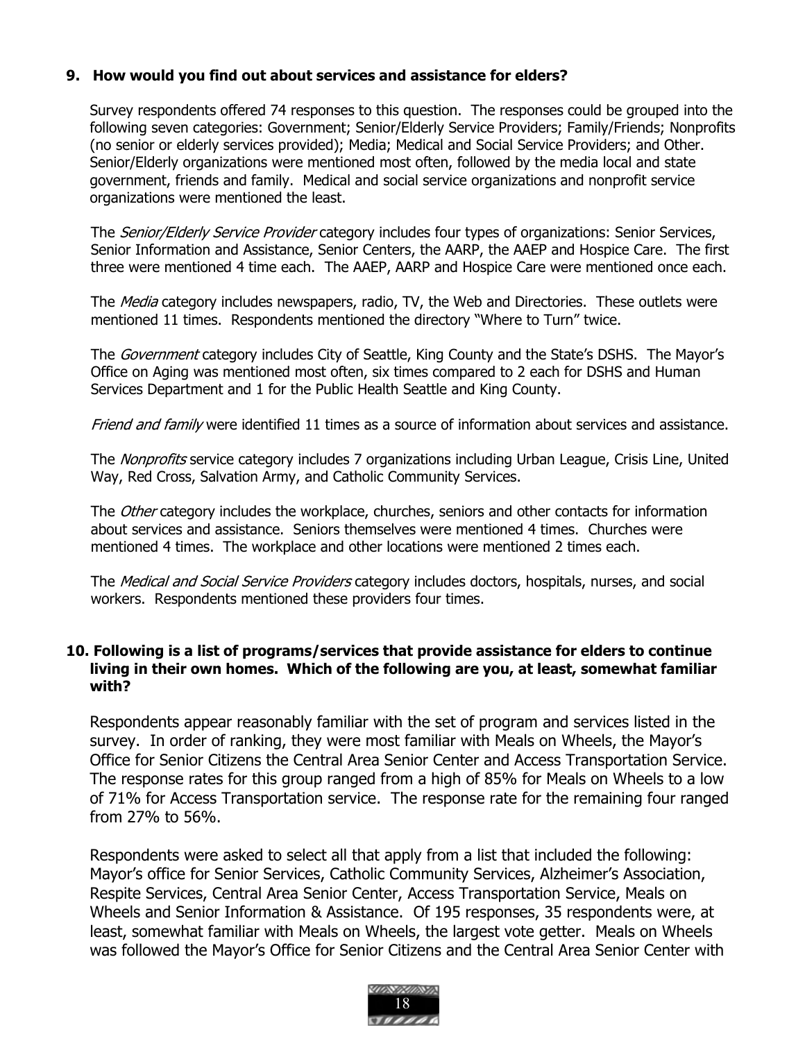**9. How would you find out about services and assistance for elders?**

Survey respondents offered 74 responses to this question. The responses could be grouped into the following seven categories: Government; Senior/Elderly Service Providers; Family/Friends; Nonprofits (no senior or elderly services provided); Media; Medical and Social Service Providers; and Other. Senior/Elderly organizations were mentioned most often, followed by the media local and state government, friends and family. Medical and social service organizations and nonprofit service organizations were mentioned the least.

The *Senior/Elderly Service Provider* category includes four types of organizations: Senior Services, Senior Information and Assistance, Senior Centers, the AARP, the AAEP and Hospice Care. The first three were mentioned 4 time each. The AAEP, AARP and Hospice Care were mentioned once each.

The *Media* category includes newspapers, radio, TV, the Web and Directories. These outlets were mentioned 11 times. Respondents mentioned the directory "Where to Turn" twice.

The *Government* category includes City of Seattle, King County and the State's DSHS. The Mayor's Office on Aging was mentioned most often, six times compared to 2 each for DSHS and Human Services Department and 1 for the Public Health Seattle and King County.

*Friend and family* were identified 11 times as a source of information about services and assistance.

The *Nonprofits* service category includes 7 organizations including Urban League, Crisis Line, United Way, Red Cross, Salvation Army, and Catholic Community Services.

The *Other* category includes the workplace, churches, seniors and other contacts for information about services and assistance. Seniors themselves were mentioned 4 times. Churches were mentioned 4 times. The workplace and other locations were mentioned 2 times each.

The *Medical and Social Service Providers* category includes doctors, hospitals, nurses, and social workers. Respondents mentioned these providers four times.

**10. Following is a list of programs/services that provide assistance for elders to continue living in their own homes. Which of the following are you, at least, somewhat familiar with?**

Respondents appear reasonably familiar with the set of program and services listed in the survey. In order of ranking, they were most familiar with Meals on Wheels, the Mayor's Office for Senior Citizens the Central Area Senior Center and Access Transportation Service. The response rates for this group ranged from a high of 85% for Meals on Wheels to a low of 71% for Access Transportation service. The response rate for the remaining four ranged from 27% to 56%.

Respondents were asked to select all that apply from a list that included the following: Mayor's office for Senior Services, Catholic Community Services, Alzheimer's Association, Respite Services, Central Area Senior Center, Access Transportation Service, Meals on Wheels and Senior Information & Assistance. Of 195 responses, 35 respondents were, at least, somewhat familiar with Meals on Wheels, the largest vote getter. Meals on Wheels was followed the Mayor's Office for Senior Citizens and the Central Area Senior Center with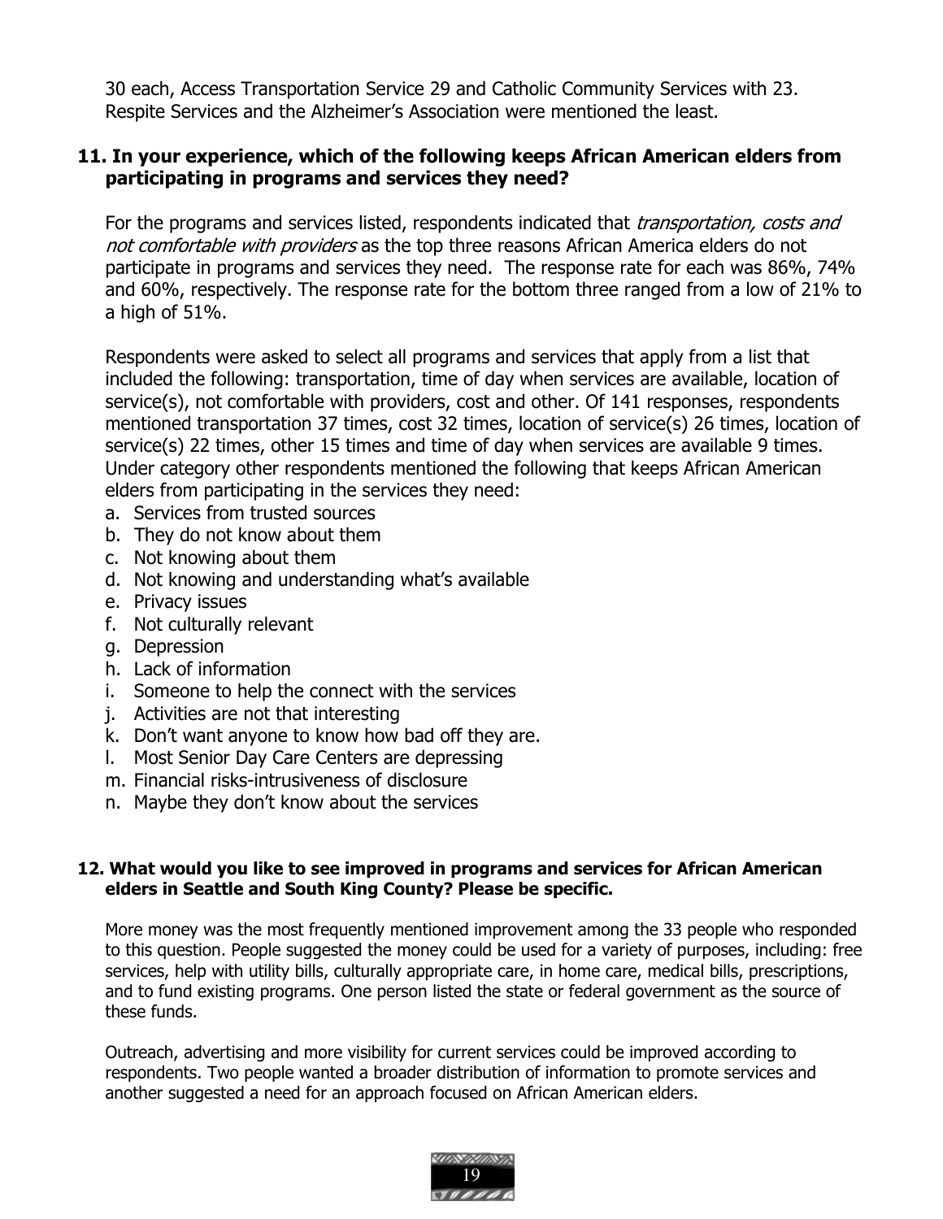30 each, Access Transportation Service 29 and Catholic Community Services with 23. Respite Services and the Alzheimer's Association were mentioned the least.

**11. In your experience, which of the following keeps African American elders from participating in programs and services they need?**

For the programs and services listed, respondents indicated that *transportation, costs and not comfortable with providers* as the top three reasons African America elders do not participate in programs and services they need. The response rate for each was 86%, 74% and 60%, respectively. The response rate for the bottom three ranged from a low of 21% to a high of 51%.

Respondents were asked to select all programs and services that apply from a list that included the following: transportation, time of day when services are available, location of service(s), not comfortable with providers, cost and other. Of 141 responses, respondents mentioned transportation 37 times, cost 32 times, location of service(s) 26 times, location of service(s) 22 times, other 15 times and time of day when services are available 9 times. Under category other respondents mentioned the following that keeps African American elders from participating in the services they need:

a. Services from trusted sources
b. They do not know about them
c. Not knowing about them
d. Not knowing and understanding what's available
e. Privacy issues
f. Not culturally relevant
g. Depression
h. Lack of information
i. Someone to help the connect with the services
j. Activities are not that interesting
k. Don't want anyone to know how bad off they are.
l. Most Senior Day Care Centers are depressing
m. Financial risks-intrusiveness of disclosure
n. Maybe they don't know about the services

**12. What would you like to see improved in programs and services for African American elders in Seattle and South King County? Please be specific.**

More money was the most frequently mentioned improvement among the 33 people who responded to this question. People suggested the money could be used for a variety of purposes, including: free services, help with utility bills, culturally appropriate care, in home care, medical bills, prescriptions, and to fund existing programs. One person listed the state or federal government as the source of these funds.

Outreach, advertising and more visibility for current services could be improved according to respondents. Two people wanted a broader distribution of information to promote services and another suggested a need for an approach focused on African American elders.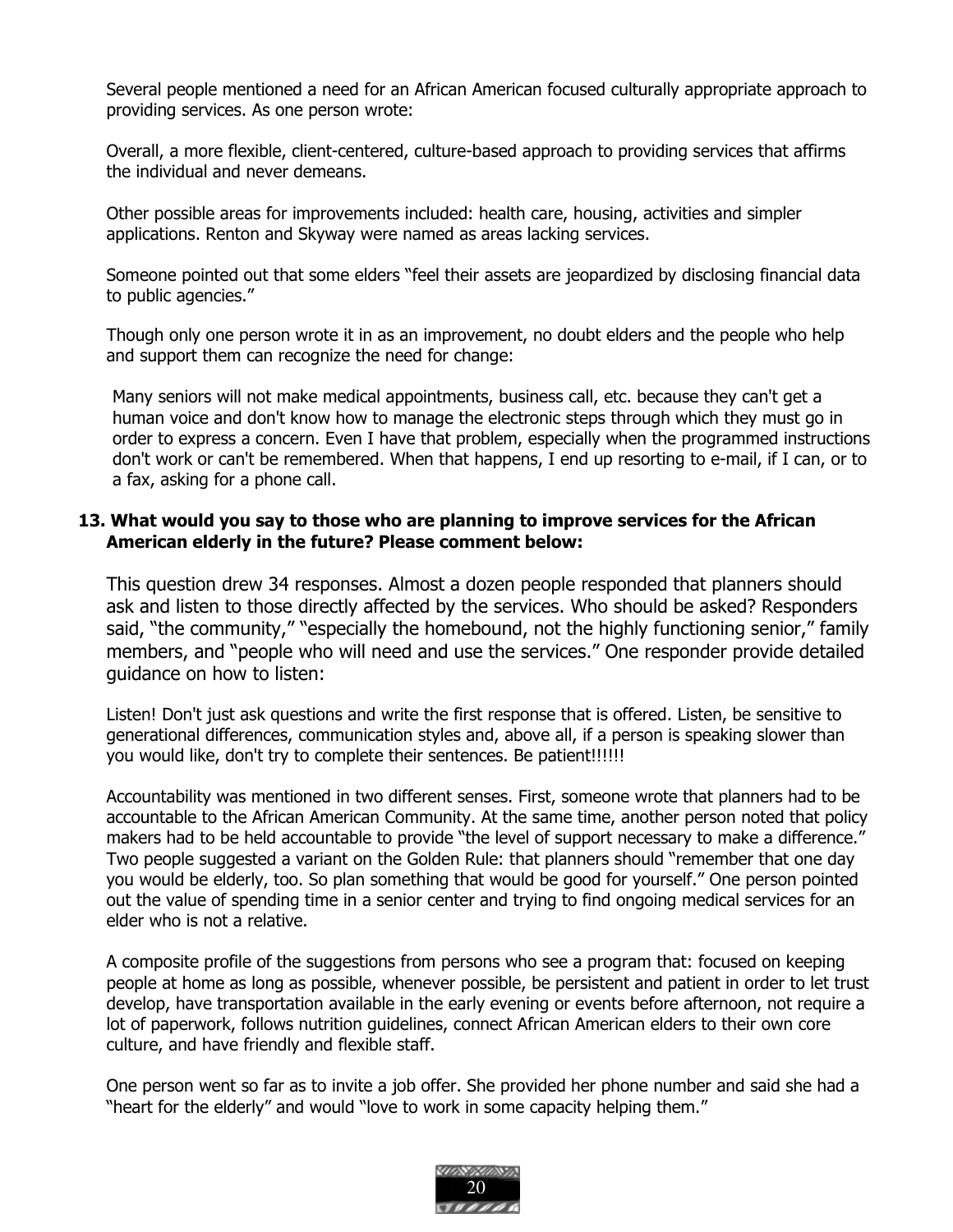Several people mentioned a need for an African American focused culturally appropriate approach to providing services. As one person wrote:

Overall, a more flexible, client-centered, culture-based approach to providing services that affirms the individual and never demeans.

Other possible areas for improvements included: health care, housing, activities and simpler applications. Renton and Skyway were named as areas lacking services.

Someone pointed out that some elders "feel their assets are jeopardized by disclosing financial data to public agencies."

Though only one person wrote it in as an improvement, no doubt elders and the people who help and support them can recognize the need for change:

> Many seniors will not make medical appointments, business call, etc. because they can't get a human voice and don't know how to manage the electronic steps through which they must go in order to express a concern. Even I have that problem, especially when the programmed instructions don't work or can't be remembered. When that happens, I end up resorting to e-mail, if I can, or to a fax, asking for a phone call.

**13. What would you say to those who are planning to improve services for the African American elderly in the future? Please comment below:**

This question drew 34 responses. Almost a dozen people responded that planners should ask and listen to those directly affected by the services. Who should be asked? Responders said, "the community," "especially the homebound, not the highly functioning senior," family members, and "people who will need and use the services." One responder provide detailed guidance on how to listen:

Listen! Don't just ask questions and write the first response that is offered. Listen, be sensitive to generational differences, communication styles and, above all, if a person is speaking slower than you would like, don't try to complete their sentences. Be patient!!!!!!

Accountability was mentioned in two different senses. First, someone wrote that planners had to be accountable to the African American Community. At the same time, another person noted that policy makers had to be held accountable to provide "the level of support necessary to make a difference." Two people suggested a variant on the Golden Rule: that planners should "remember that one day you would be elderly, too. So plan something that would be good for yourself." One person pointed out the value of spending time in a senior center and trying to find ongoing medical services for an elder who is not a relative.

A composite profile of the suggestions from persons who see a program that: focused on keeping people at home as long as possible, whenever possible, be persistent and patient in order to let trust develop, have transportation available in the early evening or events before afternoon, not require a lot of paperwork, follows nutrition guidelines, connect African American elders to their own core culture, and have friendly and flexible staff.

One person went so far as to invite a job offer. She provided her phone number and said she had a "heart for the elderly" and would "love to work in some capacity helping them."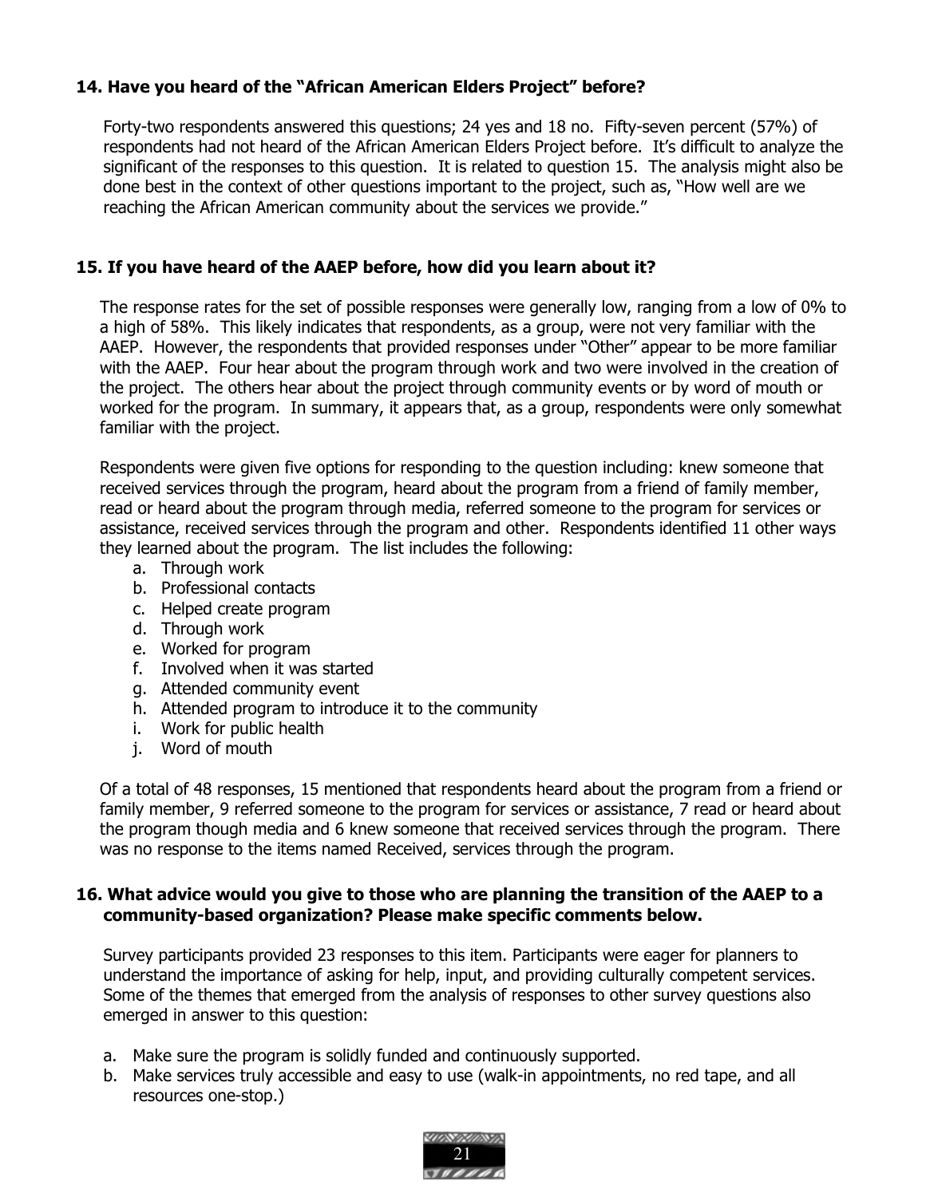### 14. Have you heard of the "African American Elders Project" before?

Forty-two respondents answered this questions; 24 yes and 18 no. Fifty-seven percent (57%) of respondents had not heard of the African American Elders Project before. It's difficult to analyze the significant of the responses to this question. It is related to question 15. The analysis might also be done best in the context of other questions important to the project, such as, "How well are we reaching the African American community about the services we provide."

### 15. If you have heard of the AAEP before, how did you learn about it?

The response rates for the set of possible responses were generally low, ranging from a low of 0% to a high of 58%. This likely indicates that respondents, as a group, were not very familiar with the AAEP. However, the respondents that provided responses under "Other" appear to be more familiar with the AAEP. Four hear about the program through work and two were involved in the creation of the project. The others hear about the project through community events or by word of mouth or worked for the program. In summary, it appears that, as a group, respondents were only somewhat familiar with the project.

Respondents were given five options for responding to the question including: knew someone that received services through the program, heard about the program from a friend of family member, read or heard about the program through media, referred someone to the program for services or assistance, received services through the program and other. Respondents identified 11 other ways they learned about the program. The list includes the following:

a. Through work
b. Professional contacts
c. Helped create program
d. Through work
e. Worked for program
f. Involved when it was started
g. Attended community event
h. Attended program to introduce it to the community
i. Work for public health
j. Word of mouth

Of a total of 48 responses, 15 mentioned that respondents heard about the program from a friend or family member, 9 referred someone to the program for services or assistance, 7 read or heard about the program though media and 6 knew someone that received services through the program. There was no response to the items named Received, services through the program.

### 16. What advice would you give to those who are planning the transition of the AAEP to a community-based organization? Please make specific comments below.

Survey participants provided 23 responses to this item. Participants were eager for planners to understand the importance of asking for help, input, and providing culturally competent services. Some of the themes that emerged from the analysis of responses to other survey questions also emerged in answer to this question:

a. Make sure the program is solidly funded and continuously supported.
b. Make services truly accessible and easy to use (walk-in appointments, no red tape, and all resources one-stop.)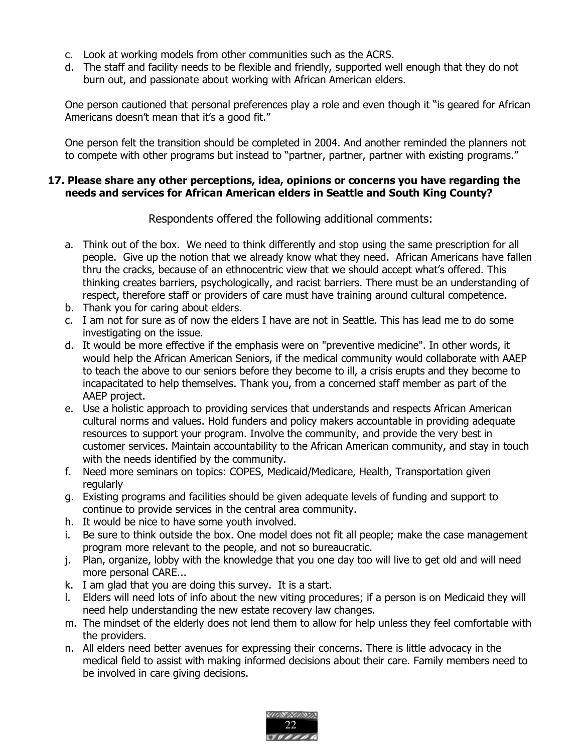c. Look at working models from other communities such as the ACRS.
d. The staff and facility needs to be flexible and friendly, supported well enough that they do not burn out, and passionate about working with African American elders.

One person cautioned that personal preferences play a role and even though it "is geared for African Americans doesn't mean that it's a good fit."

One person felt the transition should be completed in 2004. And another reminded the planners not to compete with other programs but instead to "partner, partner, partner with existing programs."

**17. Please share any other perceptions, idea, opinions or concerns you have regarding the needs and services for African American elders in Seattle and South King County?**

Respondents offered the following additional comments:

a. Think out of the box. We need to think differently and stop using the same prescription for all people. Give up the notion that we already know what they need. African Americans have fallen thru the cracks, because of an ethnocentric view that we should accept what's offered. This thinking creates barriers, psychologically, and racist barriers. There must be an understanding of respect, therefore staff or providers of care must have training around cultural competence.
b. Thank you for caring about elders.
c. I am not for sure as of now the elders I have are not in Seattle. This has lead me to do some investigating on the issue.
d. It would be more effective if the emphasis were on "preventive medicine". In other words, it would help the African American Seniors, if the medical community would collaborate with AAEP to teach the above to our seniors before they become to ill, a crisis erupts and they become to incapacitated to help themselves. Thank you, from a concerned staff member as part of the AAEP project.
e. Use a holistic approach to providing services that understands and respects African American cultural norms and values. Hold funders and policy makers accountable in providing adequate resources to support your program. Involve the community, and provide the very best in customer services. Maintain accountability to the African American community, and stay in touch with the needs identified by the community.
f. Need more seminars on topics: COPES, Medicaid/Medicare, Health, Transportation given regularly
g. Existing programs and facilities should be given adequate levels of funding and support to continue to provide services in the central area community.
h. It would be nice to have some youth involved.
i. Be sure to think outside the box. One model does not fit all people; make the case management program more relevant to the people, and not so bureaucratic.
j. Plan, organize, lobby with the knowledge that you one day too will live to get old and will need more personal CARE...
k. I am glad that you are doing this survey. It is a start.
l. Elders will need lots of info about the new viting procedures; if a person is on Medicaid they will need help understanding the new estate recovery law changes.
m. The mindset of the elderly does not lend them to allow for help unless they feel comfortable with the providers.
n. All elders need better avenues for expressing their concerns. There is little advocacy in the medical field to assist with making informed decisions about their care. Family members need to be involved in care giving decisions.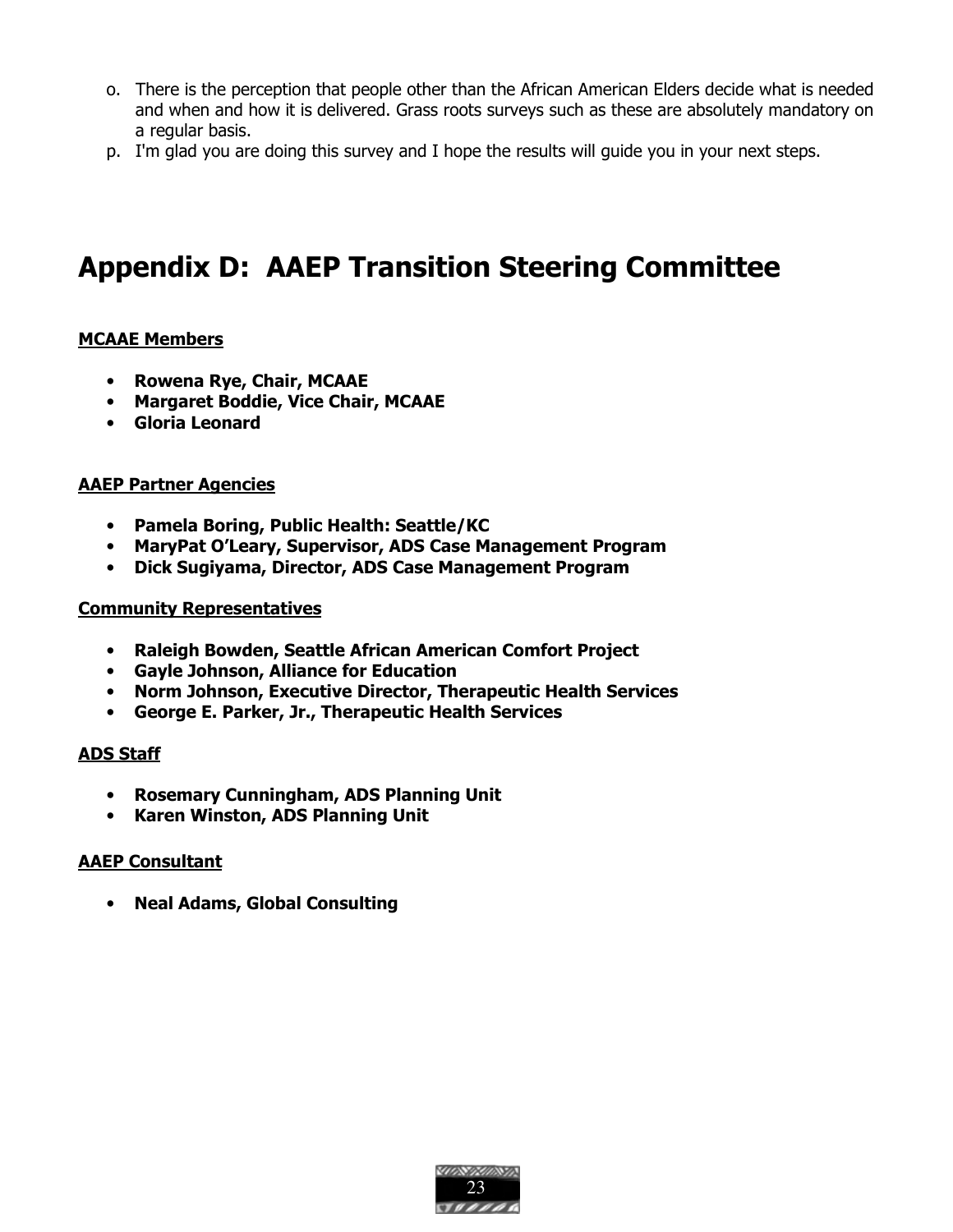o. There is the perception that people other than the African American Elders decide what is needed and when and how it is delivered. Grass roots surveys such as these are absolutely mandatory on a regular basis.
p. I'm glad you are doing this survey and I hope the results will guide you in your next steps.

# Appendix D: AAEP Transition Steering Committee

**MCAAE Members**

- **Rowena Rye, Chair, MCAAE**
- **Margaret Boddie, Vice Chair, MCAAE**
- **Gloria Leonard**

**AAEP Partner Agencies**

- **Pamela Boring, Public Health: Seattle/KC**
- **MaryPat O'Leary, Supervisor, ADS Case Management Program**
- **Dick Sugiyama, Director, ADS Case Management Program**

**Community Representatives**

- **Raleigh Bowden, Seattle African American Comfort Project**
- **Gayle Johnson, Alliance for Education**
- **Norm Johnson, Executive Director, Therapeutic Health Services**
- **George E. Parker, Jr., Therapeutic Health Services**

**ADS Staff**

- **Rosemary Cunningham, ADS Planning Unit**
- **Karen Winston, ADS Planning Unit**

**AAEP Consultant**

- **Neal Adams, Global Consulting**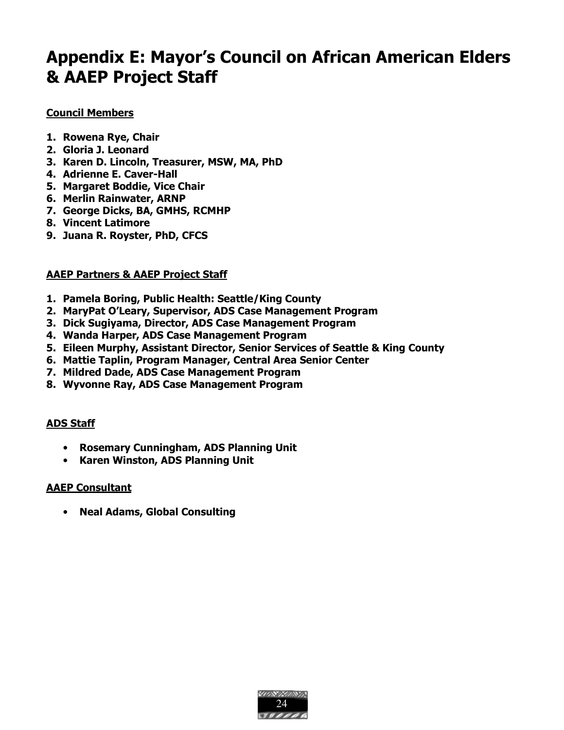# Appendix E: Mayor's Council on African American Elders & AAEP Project Staff

**Council Members**

1. **Rowena Rye, Chair**
2. **Gloria J. Leonard**
3. **Karen D. Lincoln, Treasurer, MSW, MA, PhD**
4. **Adrienne E. Caver-Hall**
5. **Margaret Boddie, Vice Chair**
6. **Merlin Rainwater, ARNP**
7. **George Dicks, BA, GMHS, RCMHP**
8. **Vincent Latimore**
9. **Juana R. Royster, PhD, CFCS**

**AAEP Partners & AAEP Project Staff**

1. **Pamela Boring, Public Health: Seattle/King County**
2. **MaryPat O'Leary, Supervisor, ADS Case Management Program**
3. **Dick Sugiyama, Director, ADS Case Management Program**
4. **Wanda Harper, ADS Case Management Program**
5. **Eileen Murphy, Assistant Director, Senior Services of Seattle & King County**
6. **Mattie Taplin, Program Manager, Central Area Senior Center**
7. **Mildred Dade, ADS Case Management Program**
8. **Wyvonne Ray, ADS Case Management Program**

**ADS Staff**

- **Rosemary Cunningham, ADS Planning Unit**
- **Karen Winston, ADS Planning Unit**

**AAEP Consultant**

- **Neal Adams, Global Consulting**